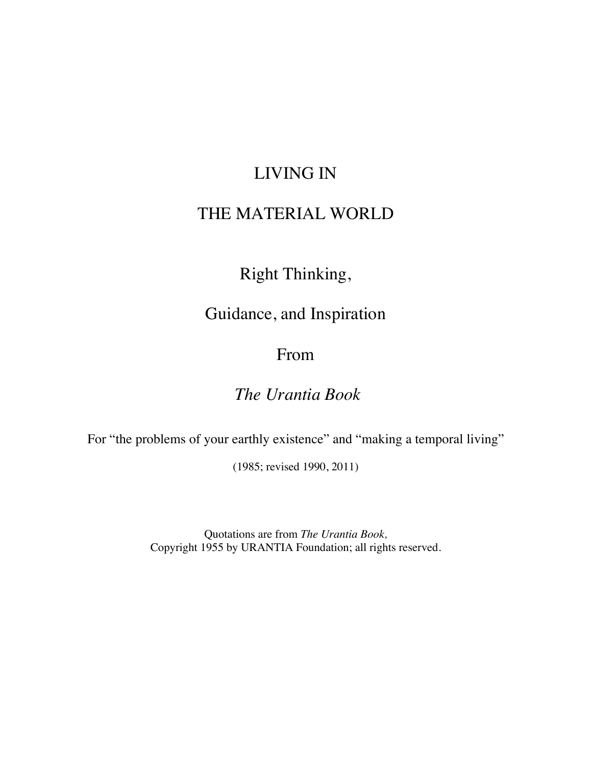# LIVING IN

# THE MATERIAL WORLD

## Right Thinking,

## Guidance, and Inspiration

## From

## *The Urantia Book*

For "the problems of your earthly existence" and "making a temporal living"

(1985; revised 1990, 2011)

Quotations are from *The Urantia Book,*
Copyright 1955 by URANTIA Foundation; all rights reserved.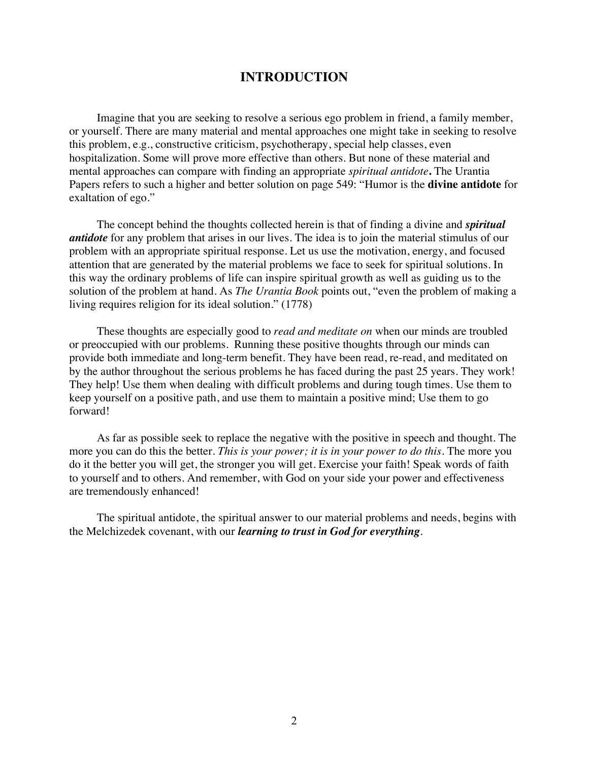# INTRODUCTION

Imagine that you are seeking to resolve a serious ego problem in friend, a family member, or yourself. There are many material and mental approaches one might take in seeking to resolve this problem, e.g., constructive criticism, psychotherapy, special help classes, even hospitalization. Some will prove more effective than others. But none of these material and mental approaches can compare with finding an appropriate *spiritual antidote***.** The Urantia Papers refers to such a higher and better solution on page 549: "Humor is the **divine antidote** for exaltation of ego."

The concept behind the thoughts collected herein is that of finding a divine and ***spiritual antidote*** for any problem that arises in our lives. The idea is to join the material stimulus of our problem with an appropriate spiritual response. Let us use the motivation, energy, and focused attention that are generated by the material problems we face to seek for spiritual solutions. In this way the ordinary problems of life can inspire spiritual growth as well as guiding us to the solution of the problem at hand. As *The Urantia Book* points out, "even the problem of making a living requires religion for its ideal solution." (1778)

These thoughts are especially good to *read and meditate on* when our minds are troubled or preoccupied with our problems. Running these positive thoughts through our minds can provide both immediate and long-term benefit. They have been read, re-read, and meditated on by the author throughout the serious problems he has faced during the past 25 years. They work! They help! Use them when dealing with difficult problems and during tough times. Use them to keep yourself on a positive path, and use them to maintain a positive mind; Use them to go forward!

As far as possible seek to replace the negative with the positive in speech and thought. The more you can do this the better. *This is your power; it is in your power to do this.* The more you do it the better you will get, the stronger you will get. Exercise your faith! Speak words of faith to yourself and to others. And remember, with God on your side your power and effectiveness are tremendously enhanced!

The spiritual antidote, the spiritual answer to our material problems and needs, begins with the Melchizedek covenant, with our ***learning to trust in God for everything***.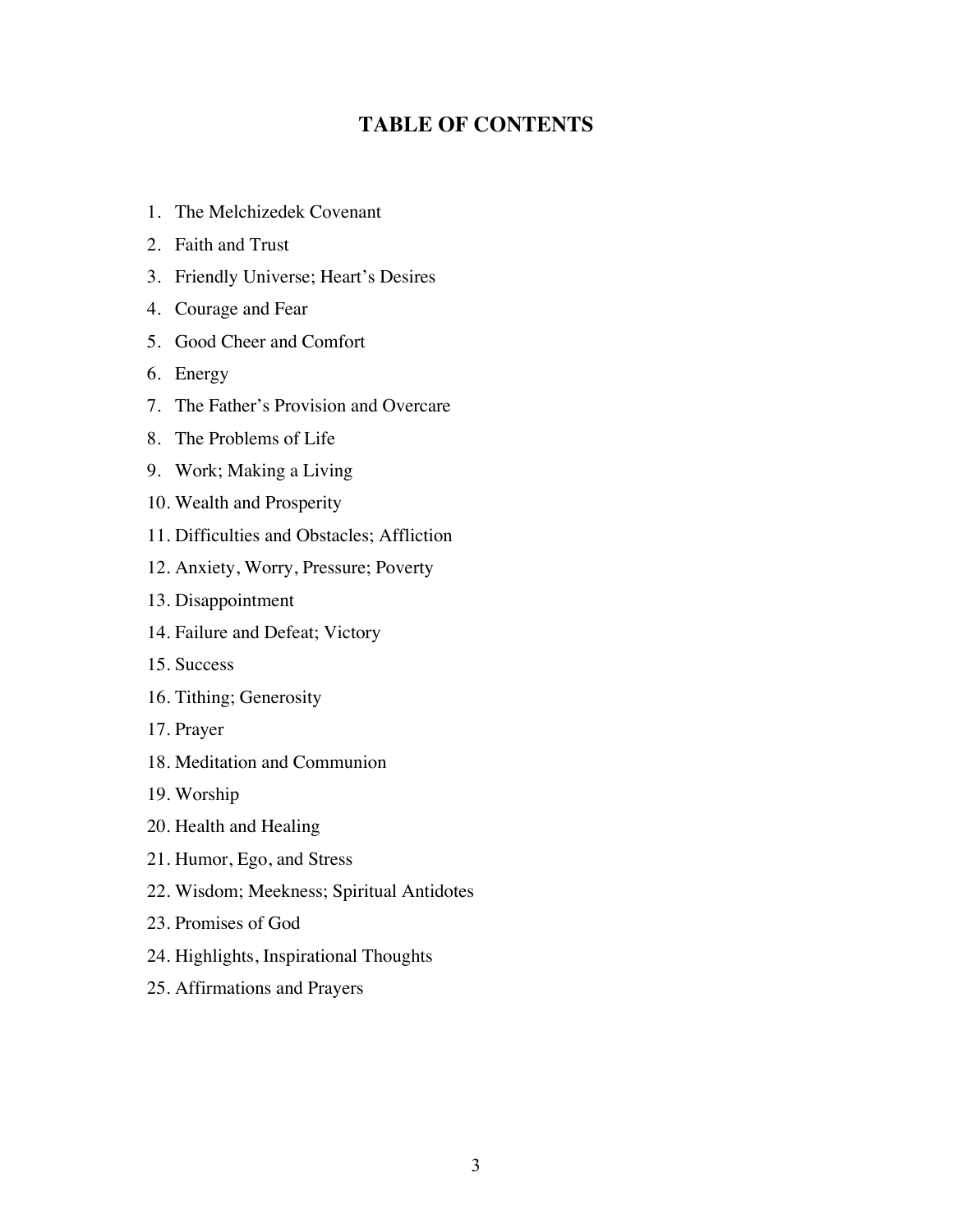# TABLE OF CONTENTS

1. The Melchizedek Covenant
2. Faith and Trust
3. Friendly Universe; Heart's Desires
4. Courage and Fear
5. Good Cheer and Comfort
6. Energy
7. The Father's Provision and Overcare
8. The Problems of Life
9. Work; Making a Living
10. Wealth and Prosperity
11. Difficulties and Obstacles; Affliction
12. Anxiety, Worry, Pressure; Poverty
13. Disappointment
14. Failure and Defeat; Victory
15. Success
16. Tithing; Generosity
17. Prayer
18. Meditation and Communion
19. Worship
20. Health and Healing
21. Humor, Ego, and Stress
22. Wisdom; Meekness; Spiritual Antidotes
23. Promises of God
24. Highlights, Inspirational Thoughts
25. Affirmations and Prayers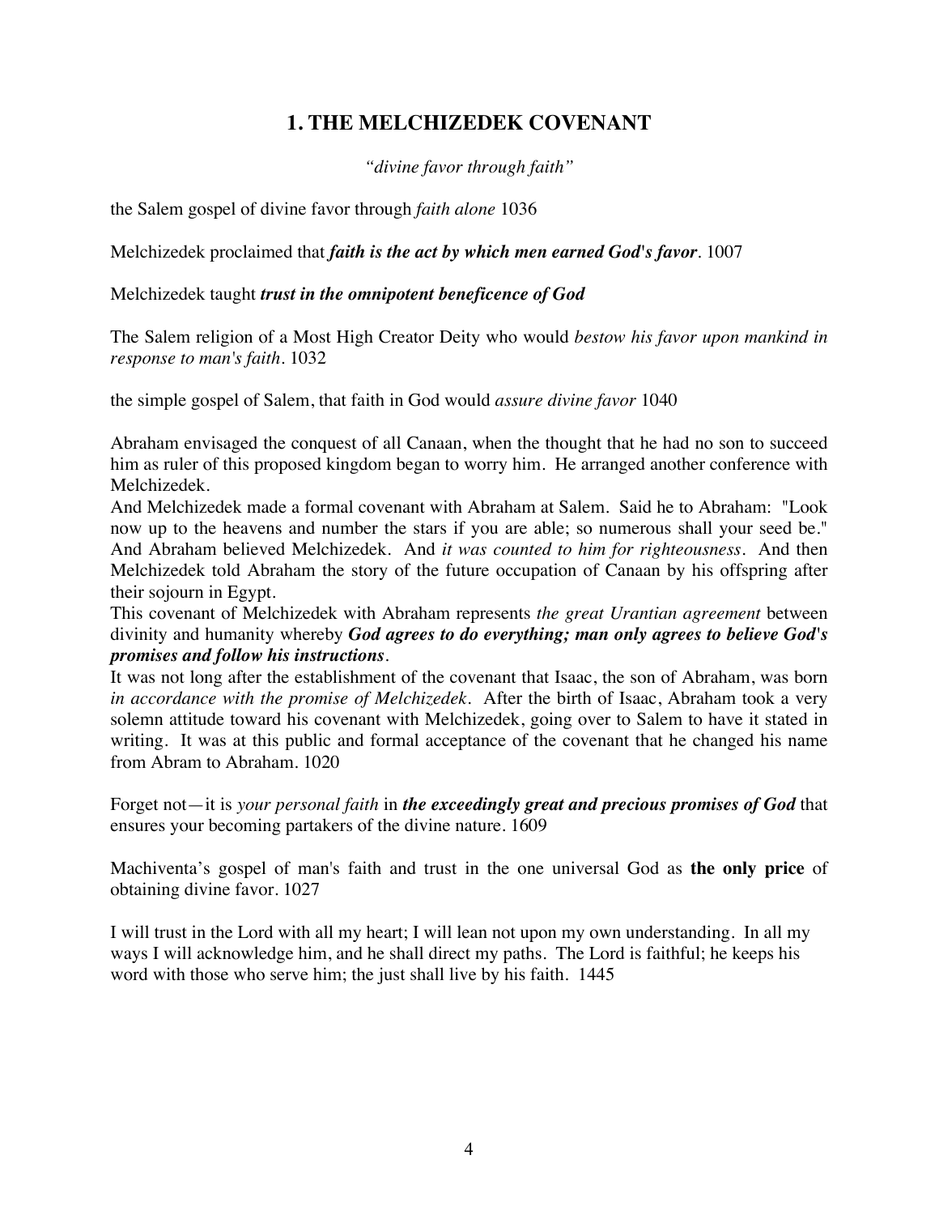## 1. THE MELCHIZEDEK COVENANT

*"divine favor through faith"*

the Salem gospel of divine favor through *faith alone* 1036

Melchizedek proclaimed that ***faith is the act by which men earned God's favor***. 1007

Melchizedek taught ***trust in the omnipotent beneficence of God***

The Salem religion of a Most High Creator Deity who would *bestow his favor upon mankind in response to man's faith*. 1032

the simple gospel of Salem, that faith in God would *assure divine favor* 1040

Abraham envisaged the conquest of all Canaan, when the thought that he had no son to succeed him as ruler of this proposed kingdom began to worry him. He arranged another conference with Melchizedek.
And Melchizedek made a formal covenant with Abraham at Salem. Said he to Abraham: "Look now up to the heavens and number the stars if you are able; so numerous shall your seed be." And Abraham believed Melchizedek. And *it was counted to him for righteousness*. And then Melchizedek told Abraham the story of the future occupation of Canaan by his offspring after their sojourn in Egypt.
This covenant of Melchizedek with Abraham represents *the great Urantian agreement* between divinity and humanity whereby ***God agrees to do everything; man only agrees to believe God's promises and follow his instructions***.
It was not long after the establishment of the covenant that Isaac, the son of Abraham, was born *in accordance with the promise of Melchizedek*. After the birth of Isaac, Abraham took a very solemn attitude toward his covenant with Melchizedek, going over to Salem to have it stated in writing. It was at this public and formal acceptance of the covenant that he changed his name from Abram to Abraham. 1020

Forget not—it is *your personal faith* in ***the exceedingly great and precious promises of God*** that ensures your becoming partakers of the divine nature. 1609

Machiventa's gospel of man's faith and trust in the one universal God as **the only price** of obtaining divine favor. 1027

I will trust in the Lord with all my heart; I will lean not upon my own understanding. In all my ways I will acknowledge him, and he shall direct my paths. The Lord is faithful; he keeps his word with those who serve him; the just shall live by his faith. 1445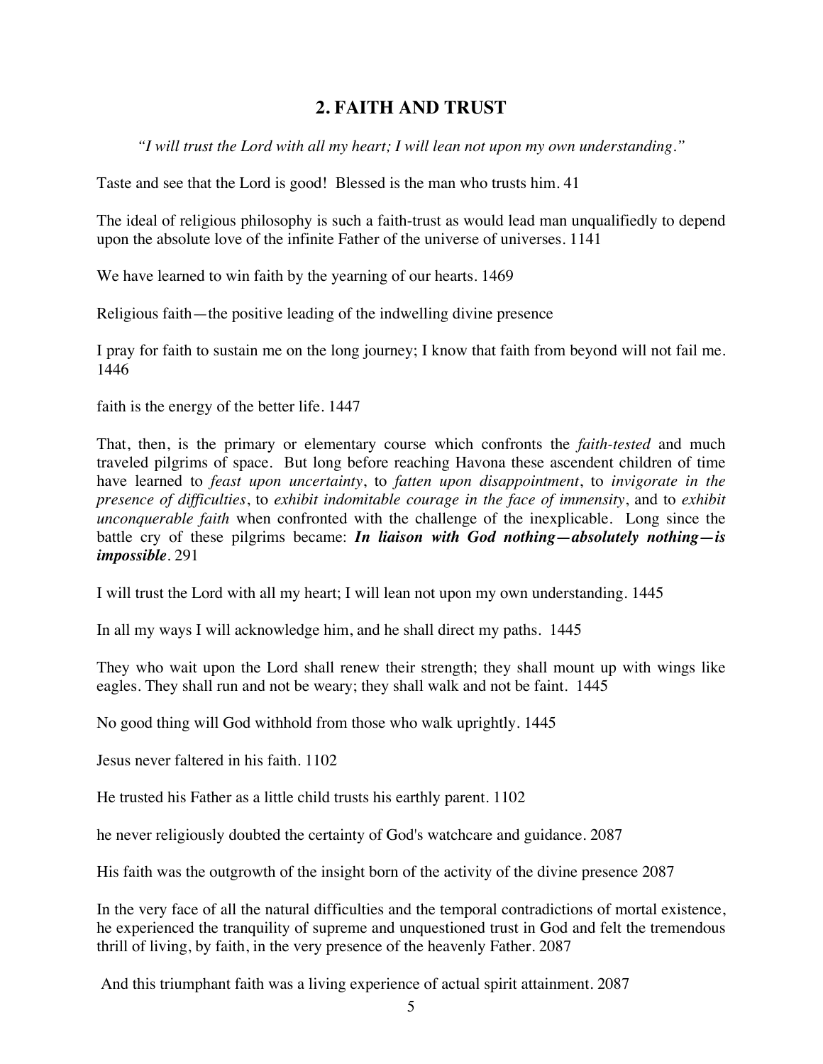## 2. FAITH AND TRUST

*"I will trust the Lord with all my heart; I will lean not upon my own understanding."*

Taste and see that the Lord is good! Blessed is the man who trusts him. 41

The ideal of religious philosophy is such a faith-trust as would lead man unqualifiedly to depend upon the absolute love of the infinite Father of the universe of universes. 1141

We have learned to win faith by the yearning of our hearts. 1469

Religious faith—the positive leading of the indwelling divine presence

I pray for faith to sustain me on the long journey; I know that faith from beyond will not fail me. 1446

faith is the energy of the better life. 1447

That, then, is the primary or elementary course which confronts the *faith-tested* and much traveled pilgrims of space. But long before reaching Havona these ascendent children of time have learned to *feast upon uncertainty*, to *fatten upon disappointment*, to *invigorate in the presence of difficulties*, to *exhibit indomitable courage in the face of immensity*, and to *exhibit unconquerable faith* when confronted with the challenge of the inexplicable. Long since the battle cry of these pilgrims became: ***In liaison with God nothing—absolutely nothing—is impossible***. 291

I will trust the Lord with all my heart; I will lean not upon my own understanding. 1445

In all my ways I will acknowledge him, and he shall direct my paths. 1445

They who wait upon the Lord shall renew their strength; they shall mount up with wings like eagles. They shall run and not be weary; they shall walk and not be faint. 1445

No good thing will God withhold from those who walk uprightly. 1445

Jesus never faltered in his faith. 1102

He trusted his Father as a little child trusts his earthly parent. 1102

he never religiously doubted the certainty of God's watchcare and guidance. 2087

His faith was the outgrowth of the insight born of the activity of the divine presence 2087

In the very face of all the natural difficulties and the temporal contradictions of mortal existence, he experienced the tranquility of supreme and unquestioned trust in God and felt the tremendous thrill of living, by faith, in the very presence of the heavenly Father. 2087

And this triumphant faith was a living experience of actual spirit attainment. 2087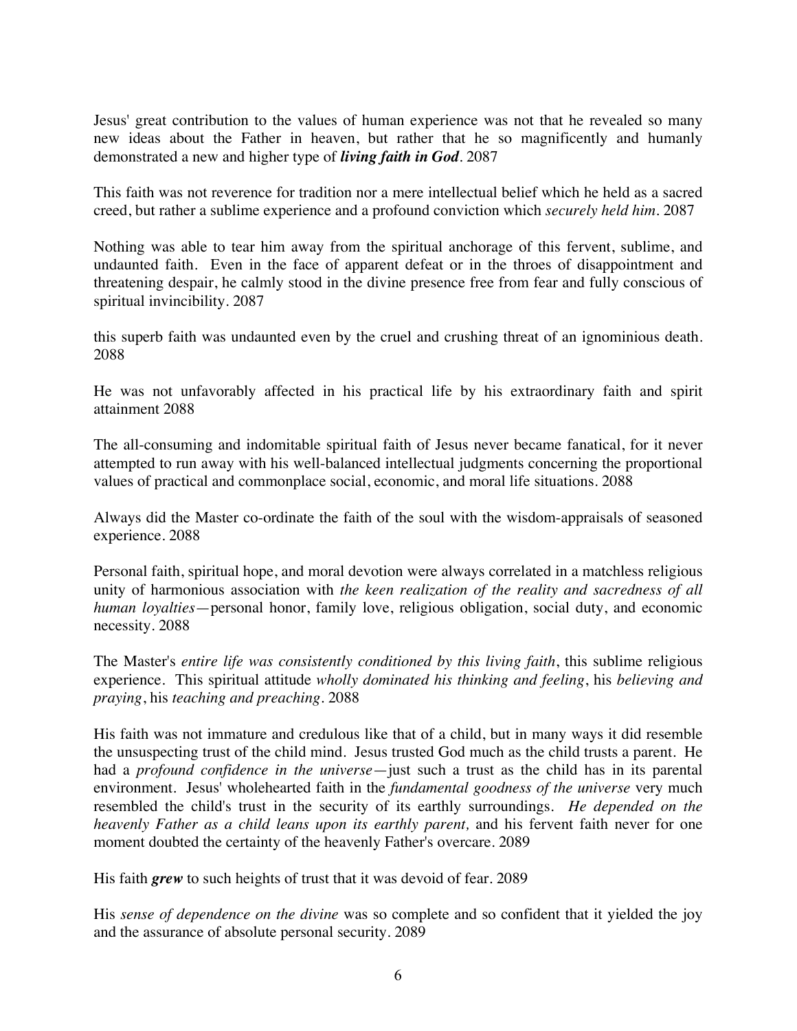Jesus' great contribution to the values of human experience was not that he revealed so many new ideas about the Father in heaven, but rather that he so magnificently and humanly demonstrated a new and higher type of ***living faith in God***. 2087

This faith was not reverence for tradition nor a mere intellectual belief which he held as a sacred creed, but rather a sublime experience and a profound conviction which *securely held him*. 2087

Nothing was able to tear him away from the spiritual anchorage of this fervent, sublime, and undaunted faith. Even in the face of apparent defeat or in the throes of disappointment and threatening despair, he calmly stood in the divine presence free from fear and fully conscious of spiritual invincibility. 2087

this superb faith was undaunted even by the cruel and crushing threat of an ignominious death. 2088

He was not unfavorably affected in his practical life by his extraordinary faith and spirit attainment 2088

The all-consuming and indomitable spiritual faith of Jesus never became fanatical, for it never attempted to run away with his well-balanced intellectual judgments concerning the proportional values of practical and commonplace social, economic, and moral life situations. 2088

Always did the Master co-ordinate the faith of the soul with the wisdom-appraisals of seasoned experience. 2088

Personal faith, spiritual hope, and moral devotion were always correlated in a matchless religious unity of harmonious association with *the keen realization of the reality and sacredness of all human loyalties*—personal honor, family love, religious obligation, social duty, and economic necessity. 2088

The Master's *entire life was consistently conditioned by this living faith*, this sublime religious experience. This spiritual attitude *wholly dominated his thinking and feeling*, his *believing and praying*, his *teaching and preaching*. 2088

His faith was not immature and credulous like that of a child, but in many ways it did resemble the unsuspecting trust of the child mind. Jesus trusted God much as the child trusts a parent. He had a *profound confidence in the universe*—just such a trust as the child has in its parental environment. Jesus' wholehearted faith in the *fundamental goodness of the universe* very much resembled the child's trust in the security of its earthly surroundings. *He depended on the heavenly Father as a child leans upon its earthly parent,* and his fervent faith never for one moment doubted the certainty of the heavenly Father's overcare. 2089

His faith ***grew*** to such heights of trust that it was devoid of fear. 2089

His *sense of dependence on the divine* was so complete and so confident that it yielded the joy and the assurance of absolute personal security. 2089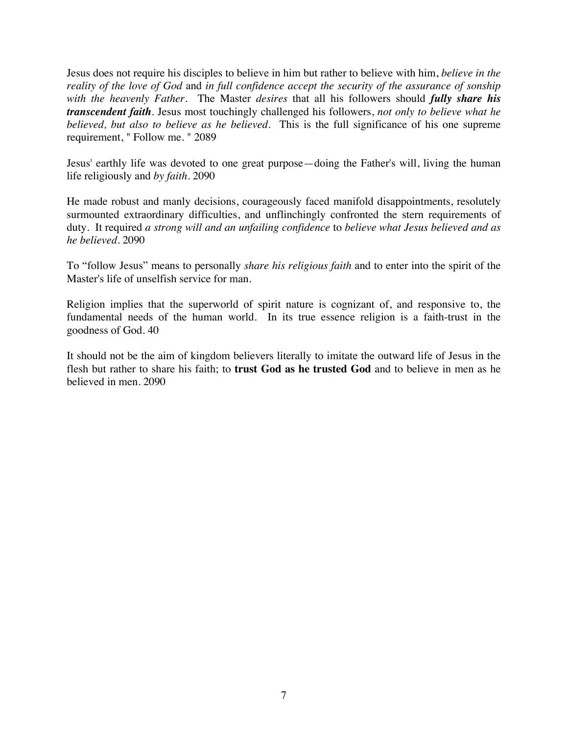Jesus does not require his disciples to believe in him but rather to believe with him, *believe in the reality of the love of God* and *in full confidence accept the security of the assurance of sonship with the heavenly Father*. The Master *desires* that all his followers should ***fully share his transcendent faith***. Jesus most touchingly challenged his followers, *not only to believe what he believed, but also to believe as he believed*. This is the full significance of his one supreme requirement, " Follow me. " 2089

Jesus' earthly life was devoted to one great purpose—doing the Father's will, living the human life religiously and *by faith*. 2090

He made robust and manly decisions, courageously faced manifold disappointments, resolutely surmounted extraordinary difficulties, and unflinchingly confronted the stern requirements of duty. It required *a strong will and an unfailing confidence* to *believe what Jesus believed and as he believed*. 2090

To "follow Jesus" means to personally *share his religious faith* and to enter into the spirit of the Master's life of unselfish service for man.

Religion implies that the superworld of spirit nature is cognizant of, and responsive to, the fundamental needs of the human world. In its true essence religion is a faith-trust in the goodness of God. 40

It should not be the aim of kingdom believers literally to imitate the outward life of Jesus in the flesh but rather to share his faith; to **trust God as he trusted God** and to believe in men as he believed in men. 2090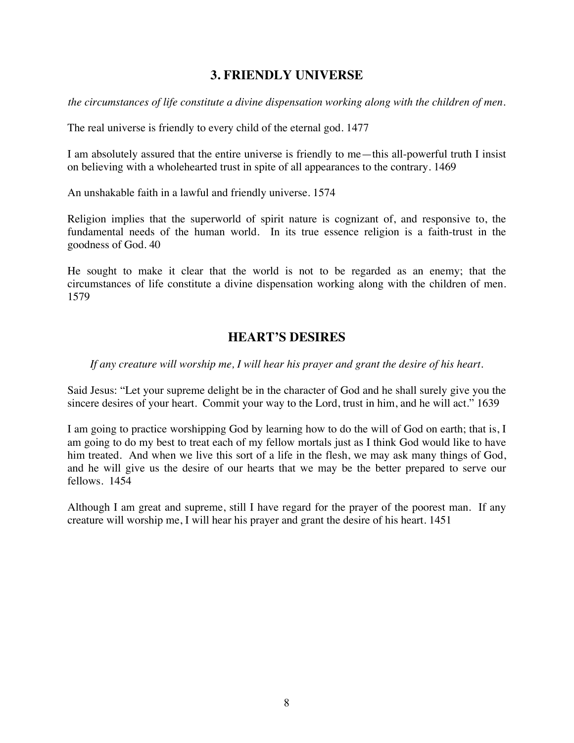## 3. FRIENDLY UNIVERSE

*the circumstances of life constitute a divine dispensation working along with the children of men.*

The real universe is friendly to every child of the eternal god. 1477

I am absolutely assured that the entire universe is friendly to me—this all-powerful truth I insist on believing with a wholehearted trust in spite of all appearances to the contrary. 1469

An unshakable faith in a lawful and friendly universe. 1574

Religion implies that the superworld of spirit nature is cognizant of, and responsive to, the fundamental needs of the human world. In its true essence religion is a faith-trust in the goodness of God. 40

He sought to make it clear that the world is not to be regarded as an enemy; that the circumstances of life constitute a divine dispensation working along with the children of men. 1579

## HEART'S DESIRES

*If any creature will worship me, I will hear his prayer and grant the desire of his heart.*

Said Jesus: "Let your supreme delight be in the character of God and he shall surely give you the sincere desires of your heart. Commit your way to the Lord, trust in him, and he will act." 1639

I am going to practice worshipping God by learning how to do the will of God on earth; that is, I am going to do my best to treat each of my fellow mortals just as I think God would like to have him treated. And when we live this sort of a life in the flesh, we may ask many things of God, and he will give us the desire of our hearts that we may be the better prepared to serve our fellows. 1454

Although I am great and supreme, still I have regard for the prayer of the poorest man. If any creature will worship me, I will hear his prayer and grant the desire of his heart. 1451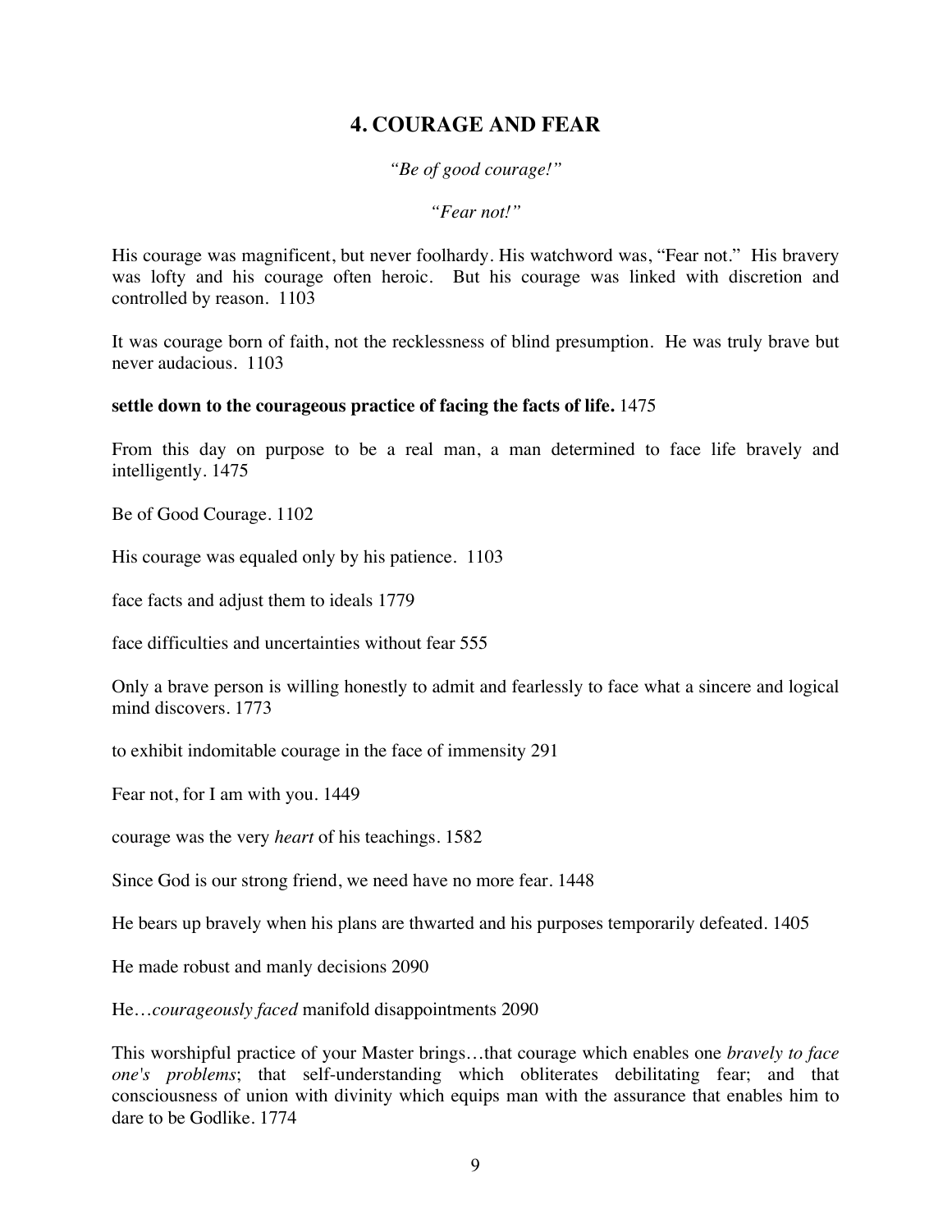## 4. COURAGE AND FEAR

*"Be of good courage!"*

*"Fear not!"*

His courage was magnificent, but never foolhardy. His watchword was, "Fear not." His bravery was lofty and his courage often heroic. But his courage was linked with discretion and controlled by reason. 1103

It was courage born of faith, not the recklessness of blind presumption. He was truly brave but never audacious. 1103

**settle down to the courageous practice of facing the facts of life.** 1475

From this day on purpose to be a real man, a man determined to face life bravely and intelligently. 1475

Be of Good Courage. 1102

His courage was equaled only by his patience. 1103

face facts and adjust them to ideals 1779

face difficulties and uncertainties without fear 555

Only a brave person is willing honestly to admit and fearlessly to face what a sincere and logical mind discovers. 1773

to exhibit indomitable courage in the face of immensity 291

Fear not, for I am with you. 1449

courage was the very *heart* of his teachings. 1582

Since God is our strong friend, we need have no more fear. 1448

He bears up bravely when his plans are thwarted and his purposes temporarily defeated. 1405

He made robust and manly decisions 2090

He…*courageously faced* manifold disappointments 2090

This worshipful practice of your Master brings…that courage which enables one *bravely to face one's problems*; that self-understanding which obliterates debilitating fear; and that consciousness of union with divinity which equips man with the assurance that enables him to dare to be Godlike. 1774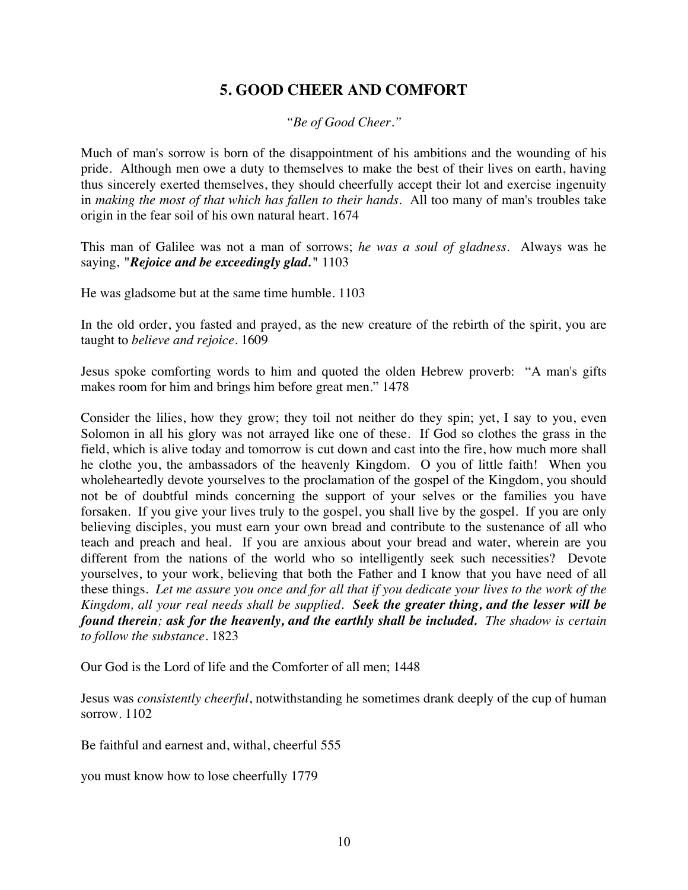## 5. GOOD CHEER AND COMFORT

*"Be of Good Cheer."*

Much of man's sorrow is born of the disappointment of his ambitions and the wounding of his pride. Although men owe a duty to themselves to make the best of their lives on earth, having thus sincerely exerted themselves, they should cheerfully accept their lot and exercise ingenuity in *making the most of that which has fallen to their hands*. All too many of man's troubles take origin in the fear soil of his own natural heart. 1674

This man of Galilee was not a man of sorrows; *he was a soul of gladness*. Always was he saying, "***Rejoice and be exceedingly glad.***" 1103

He was gladsome but at the same time humble. 1103

In the old order, you fasted and prayed, as the new creature of the rebirth of the spirit, you are taught to *believe and rejoice*. 1609

Jesus spoke comforting words to him and quoted the olden Hebrew proverb: "A man's gifts makes room for him and brings him before great men." 1478

Consider the lilies, how they grow; they toil not neither do they spin; yet, I say to you, even Solomon in all his glory was not arrayed like one of these. If God so clothes the grass in the field, which is alive today and tomorrow is cut down and cast into the fire, how much more shall he clothe you, the ambassadors of the heavenly Kingdom. O you of little faith! When you wholeheartedly devote yourselves to the proclamation of the gospel of the Kingdom, you should not be of doubtful minds concerning the support of your selves or the families you have forsaken. If you give your lives truly to the gospel, you shall live by the gospel. If you are only believing disciples, you must earn your own bread and contribute to the sustenance of all who teach and preach and heal. If you are anxious about your bread and water, wherein are you different from the nations of the world who so intelligently seek such necessities? Devote yourselves, to your work, believing that both the Father and I know that you have need of all these things. *Let me assure you once and for all that if you dedicate your lives to the work of the Kingdom, all your real needs shall be supplied.* ***Seek the greater thing, and the lesser will be found therein; ask for the heavenly, and the earthly shall be included.*** *The shadow is certain to follow the substance*. 1823

Our God is the Lord of life and the Comforter of all men; 1448

Jesus was *consistently cheerful*, notwithstanding he sometimes drank deeply of the cup of human sorrow. 1102

Be faithful and earnest and, withal, cheerful 555

you must know how to lose cheerfully 1779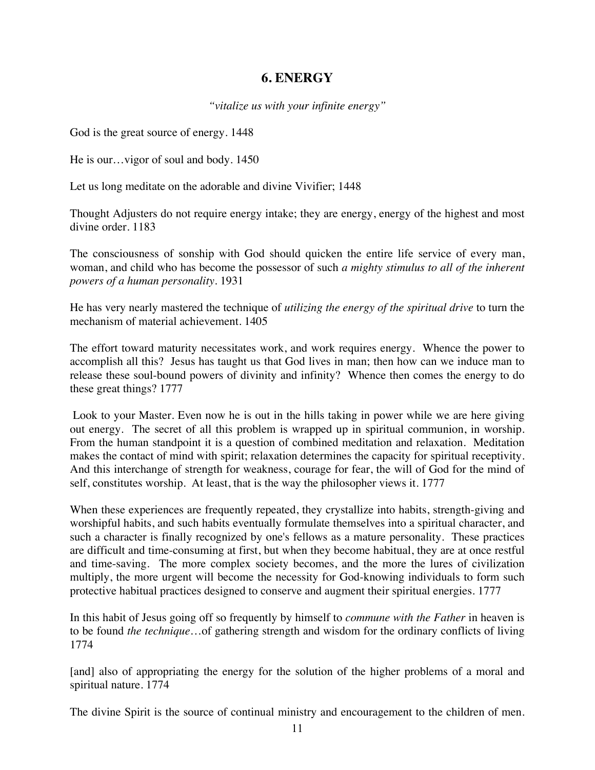## 6. ENERGY

*"vitalize us with your infinite energy"*

God is the great source of energy. 1448

He is our…vigor of soul and body. 1450

Let us long meditate on the adorable and divine Vivifier; 1448

Thought Adjusters do not require energy intake; they are energy, energy of the highest and most divine order. 1183

The consciousness of sonship with God should quicken the entire life service of every man, woman, and child who has become the possessor of such *a mighty stimulus to all of the inherent powers of a human personality*. 1931

He has very nearly mastered the technique of *utilizing the energy of the spiritual drive* to turn the mechanism of material achievement. 1405

The effort toward maturity necessitates work, and work requires energy. Whence the power to accomplish all this? Jesus has taught us that God lives in man; then how can we induce man to release these soul-bound powers of divinity and infinity? Whence then comes the energy to do these great things? 1777

Look to your Master. Even now he is out in the hills taking in power while we are here giving out energy. The secret of all this problem is wrapped up in spiritual communion, in worship. From the human standpoint it is a question of combined meditation and relaxation. Meditation makes the contact of mind with spirit; relaxation determines the capacity for spiritual receptivity. And this interchange of strength for weakness, courage for fear, the will of God for the mind of self, constitutes worship. At least, that is the way the philosopher views it. 1777

When these experiences are frequently repeated, they crystallize into habits, strength-giving and worshipful habits, and such habits eventually formulate themselves into a spiritual character, and such a character is finally recognized by one's fellows as a mature personality. These practices are difficult and time-consuming at first, but when they become habitual, they are at once restful and time-saving. The more complex society becomes, and the more the lures of civilization multiply, the more urgent will become the necessity for God-knowing individuals to form such protective habitual practices designed to conserve and augment their spiritual energies. 1777

In this habit of Jesus going off so frequently by himself to *commune with the Father* in heaven is to be found *the technique*…of gathering strength and wisdom for the ordinary conflicts of living 1774

[and] also of appropriating the energy for the solution of the higher problems of a moral and spiritual nature. 1774

The divine Spirit is the source of continual ministry and encouragement to the children of men.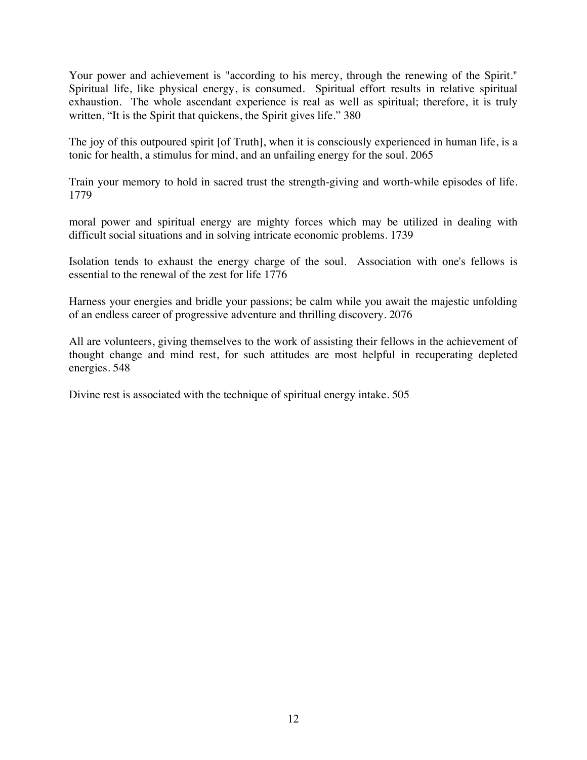Your power and achievement is "according to his mercy, through the renewing of the Spirit." Spiritual life, like physical energy, is consumed. Spiritual effort results in relative spiritual exhaustion. The whole ascendant experience is real as well as spiritual; therefore, it is truly written, “It is the Spirit that quickens, the Spirit gives life.” 380

The joy of this outpoured spirit [of Truth], when it is consciously experienced in human life, is a tonic for health, a stimulus for mind, and an unfailing energy for the soul. 2065

Train your memory to hold in sacred trust the strength-giving and worth-while episodes of life. 1779

moral power and spiritual energy are mighty forces which may be utilized in dealing with difficult social situations and in solving intricate economic problems. 1739

Isolation tends to exhaust the energy charge of the soul. Association with one's fellows is essential to the renewal of the zest for life 1776

Harness your energies and bridle your passions; be calm while you await the majestic unfolding of an endless career of progressive adventure and thrilling discovery. 2076

All are volunteers, giving themselves to the work of assisting their fellows in the achievement of thought change and mind rest, for such attitudes are most helpful in recuperating depleted energies. 548

Divine rest is associated with the technique of spiritual energy intake. 505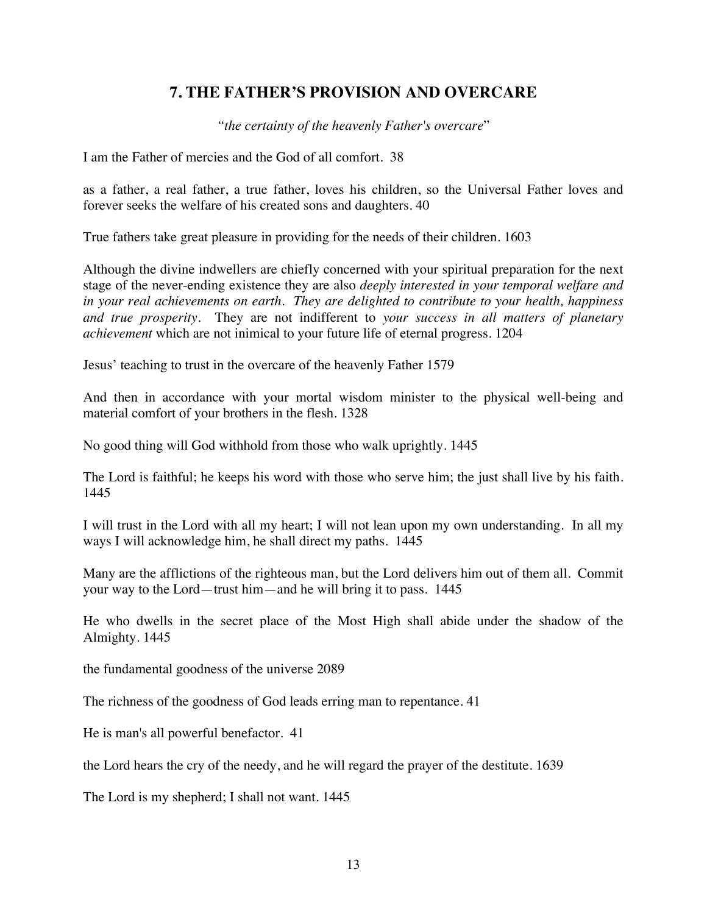## 7. THE FATHER'S PROVISION AND OVERCARE

*"the certainty of the heavenly Father's overcare"*

I am the Father of mercies and the God of all comfort. 38

as a father, a real father, a true father, loves his children, so the Universal Father loves and forever seeks the welfare of his created sons and daughters. 40

True fathers take great pleasure in providing for the needs of their children. 1603

Although the divine indwellers are chiefly concerned with your spiritual preparation for the next stage of the never-ending existence they are also *deeply interested in your temporal welfare and in your real achievements on earth. They are delighted to contribute to your health, happiness and true prosperity*. They are not indifferent to *your success in all matters of planetary achievement* which are not inimical to your future life of eternal progress. 1204

Jesus' teaching to trust in the overcare of the heavenly Father 1579

And then in accordance with your mortal wisdom minister to the physical well-being and material comfort of your brothers in the flesh. 1328

No good thing will God withhold from those who walk uprightly. 1445

The Lord is faithful; he keeps his word with those who serve him; the just shall live by his faith. 1445

I will trust in the Lord with all my heart; I will not lean upon my own understanding. In all my ways I will acknowledge him, he shall direct my paths. 1445

Many are the afflictions of the righteous man, but the Lord delivers him out of them all. Commit your way to the Lord—trust him—and he will bring it to pass. 1445

He who dwells in the secret place of the Most High shall abide under the shadow of the Almighty. 1445

the fundamental goodness of the universe 2089

The richness of the goodness of God leads erring man to repentance. 41

He is man's all powerful benefactor. 41

the Lord hears the cry of the needy, and he will regard the prayer of the destitute. 1639

The Lord is my shepherd; I shall not want. 1445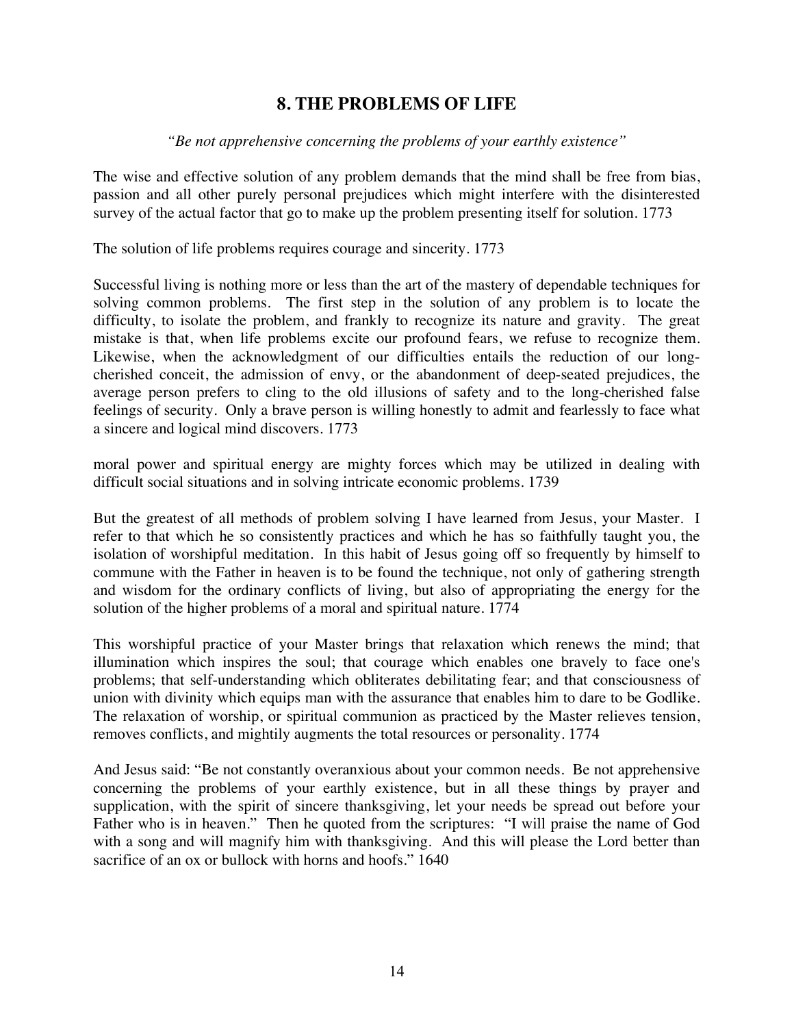## 8. THE PROBLEMS OF LIFE

*"Be not apprehensive concerning the problems of your earthly existence"*

The wise and effective solution of any problem demands that the mind shall be free from bias, passion and all other purely personal prejudices which might interfere with the disinterested survey of the actual factor that go to make up the problem presenting itself for solution. 1773

The solution of life problems requires courage and sincerity. 1773

Successful living is nothing more or less than the art of the mastery of dependable techniques for solving common problems. The first step in the solution of any problem is to locate the difficulty, to isolate the problem, and frankly to recognize its nature and gravity. The great mistake is that, when life problems excite our profound fears, we refuse to recognize them. Likewise, when the acknowledgment of our difficulties entails the reduction of our long-cherished conceit, the admission of envy, or the abandonment of deep-seated prejudices, the average person prefers to cling to the old illusions of safety and to the long-cherished false feelings of security. Only a brave person is willing honestly to admit and fearlessly to face what a sincere and logical mind discovers. 1773

moral power and spiritual energy are mighty forces which may be utilized in dealing with difficult social situations and in solving intricate economic problems. 1739

But the greatest of all methods of problem solving I have learned from Jesus, your Master. I refer to that which he so consistently practices and which he has so faithfully taught you, the isolation of worshipful meditation. In this habit of Jesus going off so frequently by himself to commune with the Father in heaven is to be found the technique, not only of gathering strength and wisdom for the ordinary conflicts of living, but also of appropriating the energy for the solution of the higher problems of a moral and spiritual nature. 1774

This worshipful practice of your Master brings that relaxation which renews the mind; that illumination which inspires the soul; that courage which enables one bravely to face one's problems; that self-understanding which obliterates debilitating fear; and that consciousness of union with divinity which equips man with the assurance that enables him to dare to be Godlike. The relaxation of worship, or spiritual communion as practiced by the Master relieves tension, removes conflicts, and mightily augments the total resources or personality. 1774

And Jesus said: "Be not constantly overanxious about your common needs. Be not apprehensive concerning the problems of your earthly existence, but in all these things by prayer and supplication, with the spirit of sincere thanksgiving, let your needs be spread out before your Father who is in heaven." Then he quoted from the scriptures: "I will praise the name of God with a song and will magnify him with thanksgiving. And this will please the Lord better than sacrifice of an ox or bullock with horns and hoofs." 1640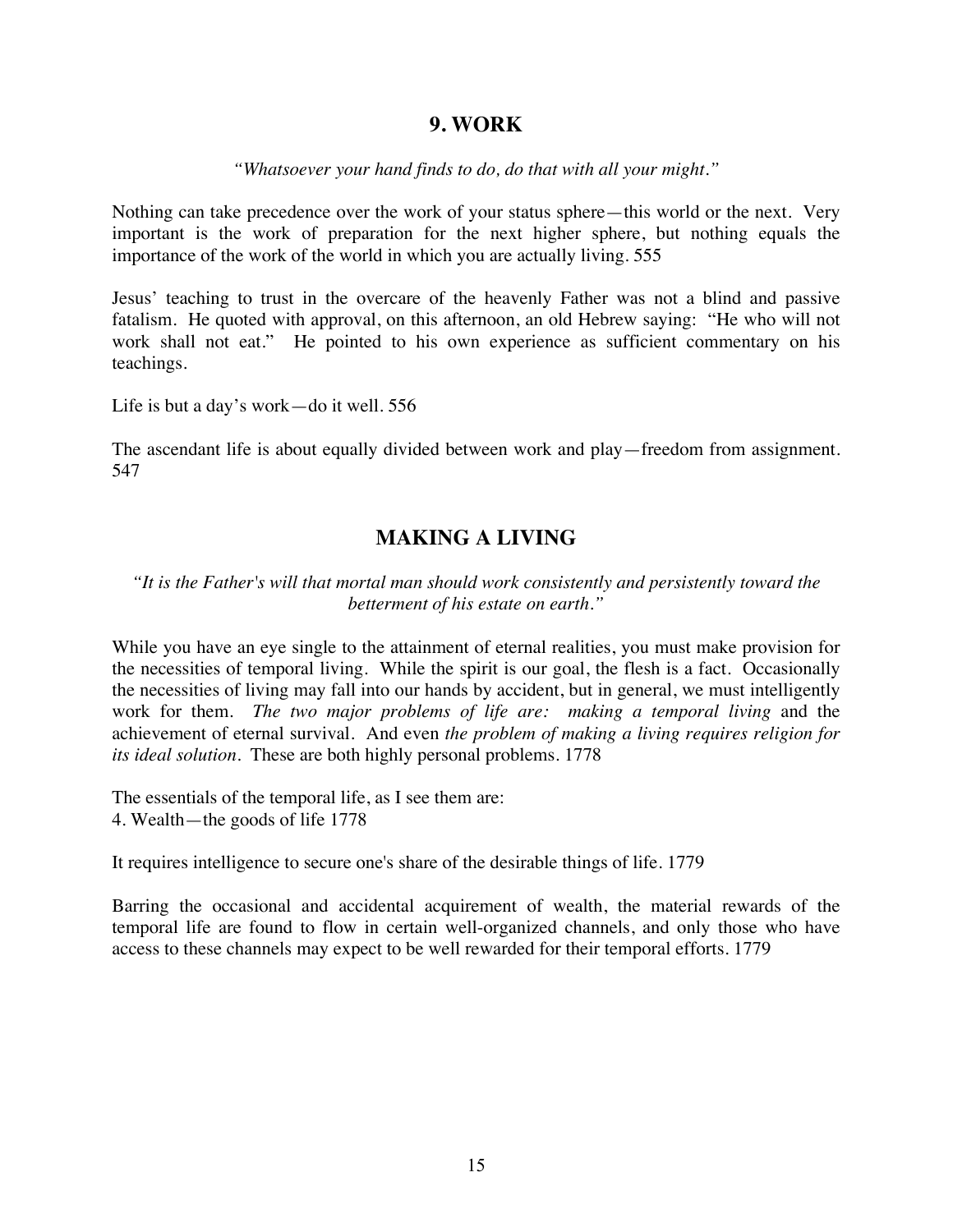## 9. WORK

*"Whatsoever your hand finds to do, do that with all your might."*

Nothing can take precedence over the work of your status sphere—this world or the next. Very important is the work of preparation for the next higher sphere, but nothing equals the importance of the work of the world in which you are actually living. 555

Jesus' teaching to trust in the overcare of the heavenly Father was not a blind and passive fatalism. He quoted with approval, on this afternoon, an old Hebrew saying: "He who will not work shall not eat." He pointed to his own experience as sufficient commentary on his teachings.

Life is but a day's work—do it well. 556

The ascendant life is about equally divided between work and play—freedom from assignment. 547

## MAKING A LIVING

*"It is the Father's will that mortal man should work consistently and persistently toward the betterment of his estate on earth."*

While you have an eye single to the attainment of eternal realities, you must make provision for the necessities of temporal living. While the spirit is our goal, the flesh is a fact. Occasionally the necessities of living may fall into our hands by accident, but in general, we must intelligently work for them. *The two major problems of life are: making a temporal living* and the achievement of eternal survival. And even *the problem of making a living requires religion for its ideal solution*. These are both highly personal problems. 1778

The essentials of the temporal life, as I see them are:
4. Wealth—the goods of life 1778

It requires intelligence to secure one's share of the desirable things of life. 1779

Barring the occasional and accidental acquirement of wealth, the material rewards of the temporal life are found to flow in certain well-organized channels, and only those who have access to these channels may expect to be well rewarded for their temporal efforts. 1779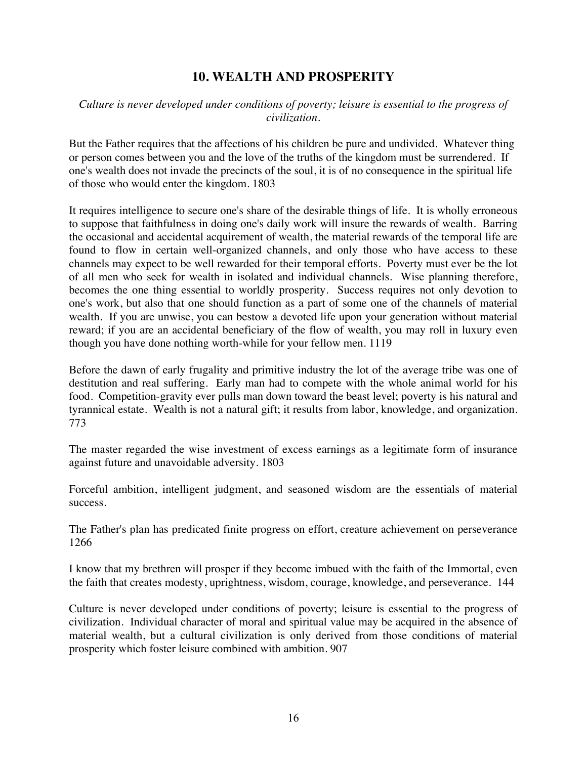## 10. WEALTH AND PROSPERITY

*Culture is never developed under conditions of poverty; leisure is essential to the progress of civilization.*

But the Father requires that the affections of his children be pure and undivided. Whatever thing or person comes between you and the love of the truths of the kingdom must be surrendered. If one's wealth does not invade the precincts of the soul, it is of no consequence in the spiritual life of those who would enter the kingdom. 1803

It requires intelligence to secure one's share of the desirable things of life. It is wholly erroneous to suppose that faithfulness in doing one's daily work will insure the rewards of wealth. Barring the occasional and accidental acquirement of wealth, the material rewards of the temporal life are found to flow in certain well-organized channels, and only those who have access to these channels may expect to be well rewarded for their temporal efforts. Poverty must ever be the lot of all men who seek for wealth in isolated and individual channels. Wise planning therefore, becomes the one thing essential to worldly prosperity. Success requires not only devotion to one's work, but also that one should function as a part of some one of the channels of material wealth. If you are unwise, you can bestow a devoted life upon your generation without material reward; if you are an accidental beneficiary of the flow of wealth, you may roll in luxury even though you have done nothing worth-while for your fellow men. 1119

Before the dawn of early frugality and primitive industry the lot of the average tribe was one of destitution and real suffering. Early man had to compete with the whole animal world for his food. Competition-gravity ever pulls man down toward the beast level; poverty is his natural and tyrannical estate. Wealth is not a natural gift; it results from labor, knowledge, and organization. 773

The master regarded the wise investment of excess earnings as a legitimate form of insurance against future and unavoidable adversity. 1803

Forceful ambition, intelligent judgment, and seasoned wisdom are the essentials of material success.

The Father's plan has predicated finite progress on effort, creature achievement on perseverance 1266

I know that my brethren will prosper if they become imbued with the faith of the Immortal, even the faith that creates modesty, uprightness, wisdom, courage, knowledge, and perseverance. 144

Culture is never developed under conditions of poverty; leisure is essential to the progress of civilization. Individual character of moral and spiritual value may be acquired in the absence of material wealth, but a cultural civilization is only derived from those conditions of material prosperity which foster leisure combined with ambition. 907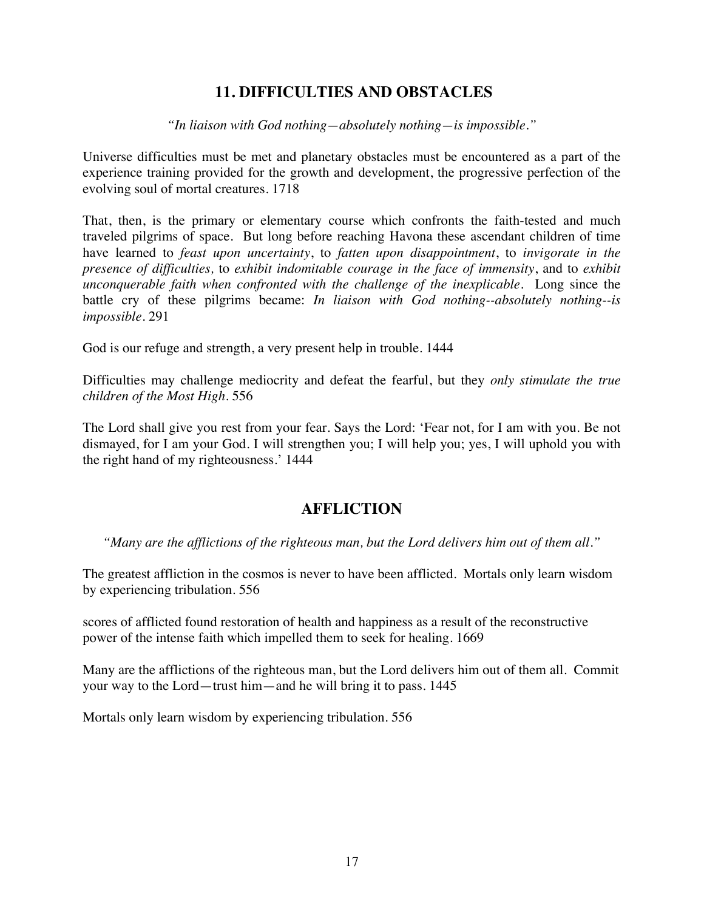## 11. DIFFICULTIES AND OBSTACLES

*"In liaison with God nothing—absolutely nothing—is impossible."*

Universe difficulties must be met and planetary obstacles must be encountered as a part of the experience training provided for the growth and development, the progressive perfection of the evolving soul of mortal creatures. 1718

That, then, is the primary or elementary course which confronts the faith-tested and much traveled pilgrims of space. But long before reaching Havona these ascendant children of time have learned to *feast upon uncertainty*, to *fatten upon disappointment*, to *invigorate in the presence of difficulties,* to *exhibit indomitable courage in the face of immensity*, and to *exhibit unconquerable faith when confronted with the challenge of the inexplicable*. Long since the battle cry of these pilgrims became: *In liaison with God nothing--absolutely nothing--is impossible*. 291

God is our refuge and strength, a very present help in trouble. 1444

Difficulties may challenge mediocrity and defeat the fearful, but they *only stimulate the true children of the Most High*. 556

The Lord shall give you rest from your fear. Says the Lord: 'Fear not, for I am with you. Be not dismayed, for I am your God. I will strengthen you; I will help you; yes, I will uphold you with the right hand of my righteousness.' 1444

## AFFLICTION

*"Many are the afflictions of the righteous man, but the Lord delivers him out of them all."*

The greatest affliction in the cosmos is never to have been afflicted. Mortals only learn wisdom by experiencing tribulation. 556

scores of afflicted found restoration of health and happiness as a result of the reconstructive power of the intense faith which impelled them to seek for healing. 1669

Many are the afflictions of the righteous man, but the Lord delivers him out of them all. Commit your way to the Lord—trust him—and he will bring it to pass. 1445

Mortals only learn wisdom by experiencing tribulation. 556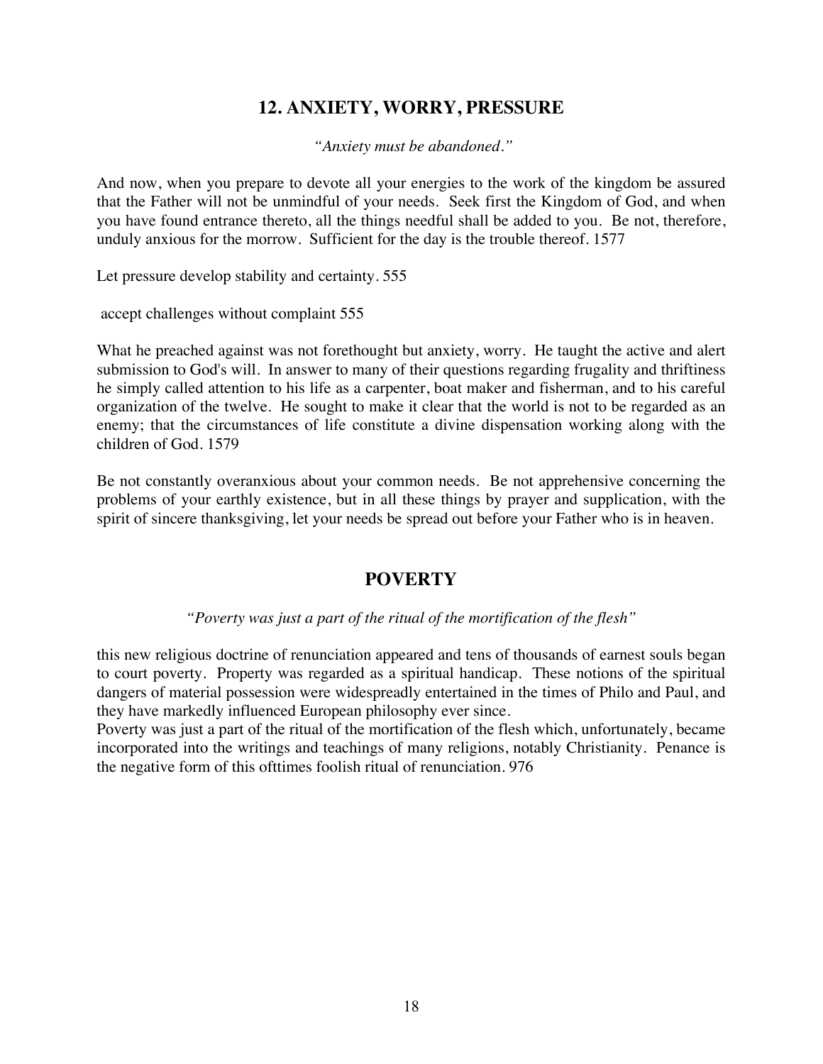## 12. ANXIETY, WORRY, PRESSURE

*"Anxiety must be abandoned."*

And now, when you prepare to devote all your energies to the work of the kingdom be assured that the Father will not be unmindful of your needs. Seek first the Kingdom of God, and when you have found entrance thereto, all the things needful shall be added to you. Be not, therefore, unduly anxious for the morrow. Sufficient for the day is the trouble thereof. 1577

Let pressure develop stability and certainty. 555

accept challenges without complaint 555

What he preached against was not forethought but anxiety, worry. He taught the active and alert submission to God's will. In answer to many of their questions regarding frugality and thriftiness he simply called attention to his life as a carpenter, boat maker and fisherman, and to his careful organization of the twelve. He sought to make it clear that the world is not to be regarded as an enemy; that the circumstances of life constitute a divine dispensation working along with the children of God. 1579

Be not constantly overanxious about your common needs. Be not apprehensive concerning the problems of your earthly existence, but in all these things by prayer and supplication, with the spirit of sincere thanksgiving, let your needs be spread out before your Father who is in heaven.

## POVERTY

*"Poverty was just a part of the ritual of the mortification of the flesh"*

this new religious doctrine of renunciation appeared and tens of thousands of earnest souls began to court poverty. Property was regarded as a spiritual handicap. These notions of the spiritual dangers of material possession were widespreadly entertained in the times of Philo and Paul, and they have markedly influenced European philosophy ever since.

Poverty was just a part of the ritual of the mortification of the flesh which, unfortunately, became incorporated into the writings and teachings of many religions, notably Christianity. Penance is the negative form of this ofttimes foolish ritual of renunciation. 976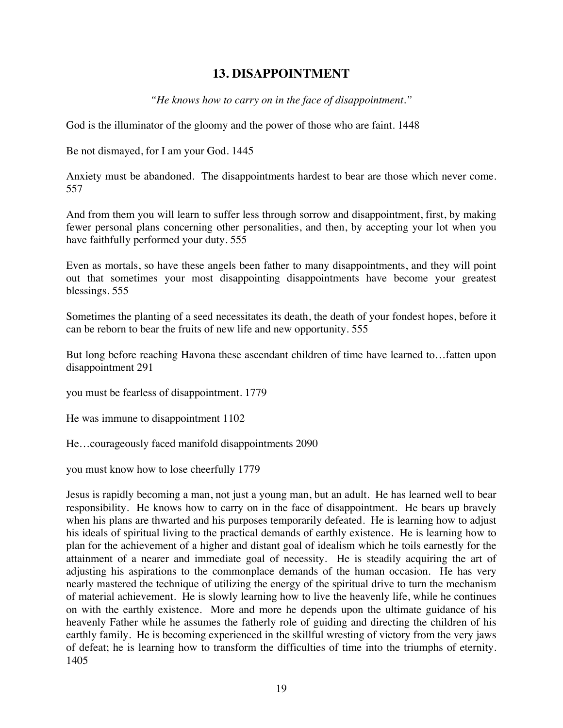## 13. DISAPPOINTMENT

*"He knows how to carry on in the face of disappointment."*

God is the illuminator of the gloomy and the power of those who are faint. 1448

Be not dismayed, for I am your God. 1445

Anxiety must be abandoned. The disappointments hardest to bear are those which never come. 557

And from them you will learn to suffer less through sorrow and disappointment, first, by making fewer personal plans concerning other personalities, and then, by accepting your lot when you have faithfully performed your duty. 555

Even as mortals, so have these angels been father to many disappointments, and they will point out that sometimes your most disappointing disappointments have become your greatest blessings. 555

Sometimes the planting of a seed necessitates its death, the death of your fondest hopes, before it can be reborn to bear the fruits of new life and new opportunity. 555

But long before reaching Havona these ascendant children of time have learned to…fatten upon disappointment 291

you must be fearless of disappointment. 1779

He was immune to disappointment 1102

He…courageously faced manifold disappointments 2090

you must know how to lose cheerfully 1779

Jesus is rapidly becoming a man, not just a young man, but an adult. He has learned well to bear responsibility. He knows how to carry on in the face of disappointment. He bears up bravely when his plans are thwarted and his purposes temporarily defeated. He is learning how to adjust his ideals of spiritual living to the practical demands of earthly existence. He is learning how to plan for the achievement of a higher and distant goal of idealism which he toils earnestly for the attainment of a nearer and immediate goal of necessity. He is steadily acquiring the art of adjusting his aspirations to the commonplace demands of the human occasion. He has very nearly mastered the technique of utilizing the energy of the spiritual drive to turn the mechanism of material achievement. He is slowly learning how to live the heavenly life, while he continues on with the earthly existence. More and more he depends upon the ultimate guidance of his heavenly Father while he assumes the fatherly role of guiding and directing the children of his earthly family. He is becoming experienced in the skillful wresting of victory from the very jaws of defeat; he is learning how to transform the difficulties of time into the triumphs of eternity. 1405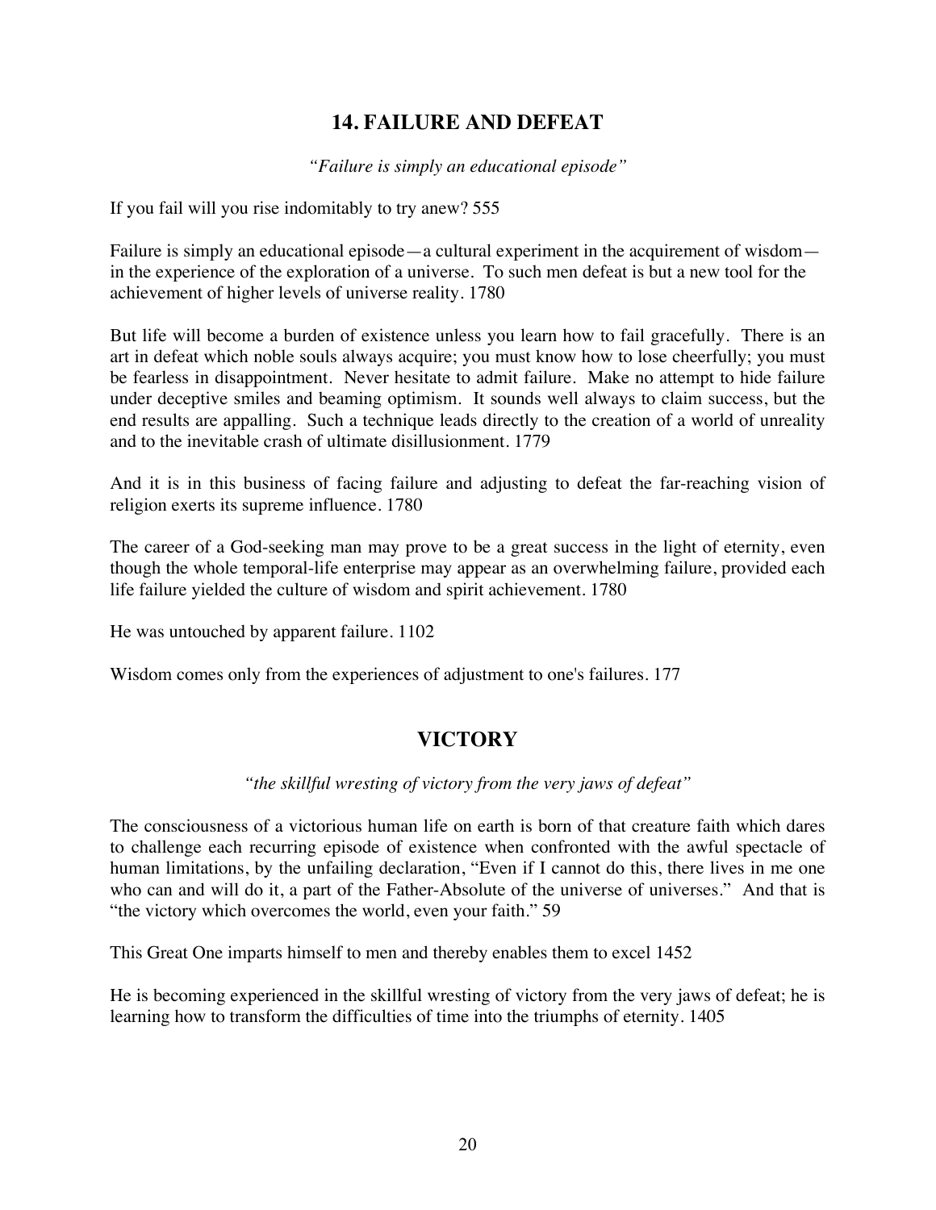## 14. FAILURE AND DEFEAT

*"Failure is simply an educational episode"*

If you fail will you rise indomitably to try anew? 555

Failure is simply an educational episode—a cultural experiment in the acquirement of wisdom—in the experience of the exploration of a universe. To such men defeat is but a new tool for the achievement of higher levels of universe reality. 1780

But life will become a burden of existence unless you learn how to fail gracefully. There is an art in defeat which noble souls always acquire; you must know how to lose cheerfully; you must be fearless in disappointment. Never hesitate to admit failure. Make no attempt to hide failure under deceptive smiles and beaming optimism. It sounds well always to claim success, but the end results are appalling. Such a technique leads directly to the creation of a world of unreality and to the inevitable crash of ultimate disillusionment. 1779

And it is in this business of facing failure and adjusting to defeat the far-reaching vision of religion exerts its supreme influence. 1780

The career of a God-seeking man may prove to be a great success in the light of eternity, even though the whole temporal-life enterprise may appear as an overwhelming failure, provided each life failure yielded the culture of wisdom and spirit achievement. 1780

He was untouched by apparent failure. 1102

Wisdom comes only from the experiences of adjustment to one's failures. 177

## VICTORY

*"the skillful wresting of victory from the very jaws of defeat"*

The consciousness of a victorious human life on earth is born of that creature faith which dares to challenge each recurring episode of existence when confronted with the awful spectacle of human limitations, by the unfailing declaration, "Even if I cannot do this, there lives in me one who can and will do it, a part of the Father-Absolute of the universe of universes." And that is "the victory which overcomes the world, even your faith." 59

This Great One imparts himself to men and thereby enables them to excel 1452

He is becoming experienced in the skillful wresting of victory from the very jaws of defeat; he is learning how to transform the difficulties of time into the triumphs of eternity. 1405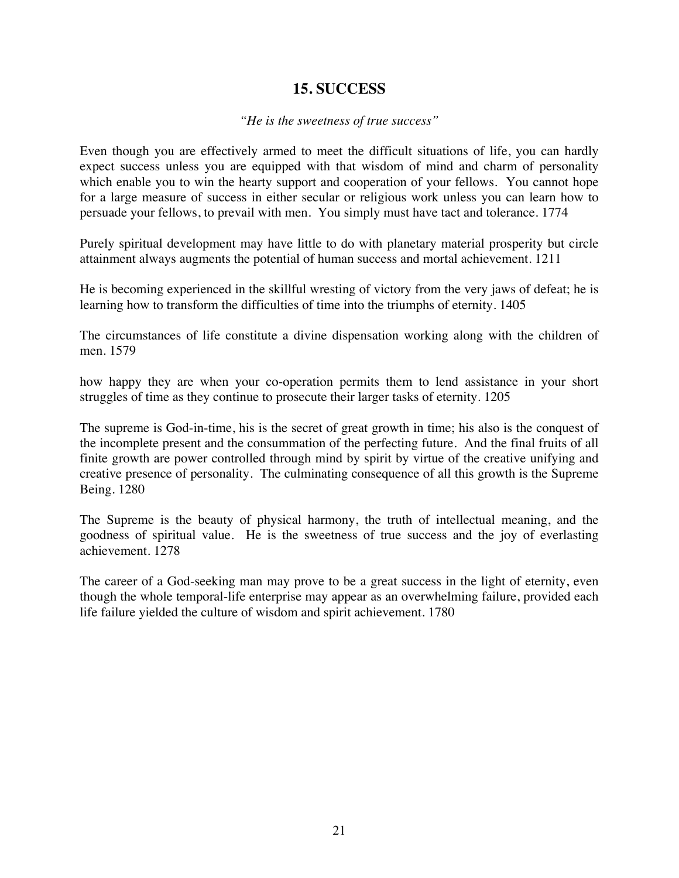## 15. SUCCESS

*"He is the sweetness of true success"*

Even though you are effectively armed to meet the difficult situations of life, you can hardly expect success unless you are equipped with that wisdom of mind and charm of personality which enable you to win the hearty support and cooperation of your fellows. You cannot hope for a large measure of success in either secular or religious work unless you can learn how to persuade your fellows, to prevail with men. You simply must have tact and tolerance. 1774

Purely spiritual development may have little to do with planetary material prosperity but circle attainment always augments the potential of human success and mortal achievement. 1211

He is becoming experienced in the skillful wresting of victory from the very jaws of defeat; he is learning how to transform the difficulties of time into the triumphs of eternity. 1405

The circumstances of life constitute a divine dispensation working along with the children of men. 1579

how happy they are when your co-operation permits them to lend assistance in your short struggles of time as they continue to prosecute their larger tasks of eternity. 1205

The supreme is God-in-time, his is the secret of great growth in time; his also is the conquest of the incomplete present and the consummation of the perfecting future. And the final fruits of all finite growth are power controlled through mind by spirit by virtue of the creative unifying and creative presence of personality. The culminating consequence of all this growth is the Supreme Being. 1280

The Supreme is the beauty of physical harmony, the truth of intellectual meaning, and the goodness of spiritual value. He is the sweetness of true success and the joy of everlasting achievement. 1278

The career of a God-seeking man may prove to be a great success in the light of eternity, even though the whole temporal-life enterprise may appear as an overwhelming failure, provided each life failure yielded the culture of wisdom and spirit achievement. 1780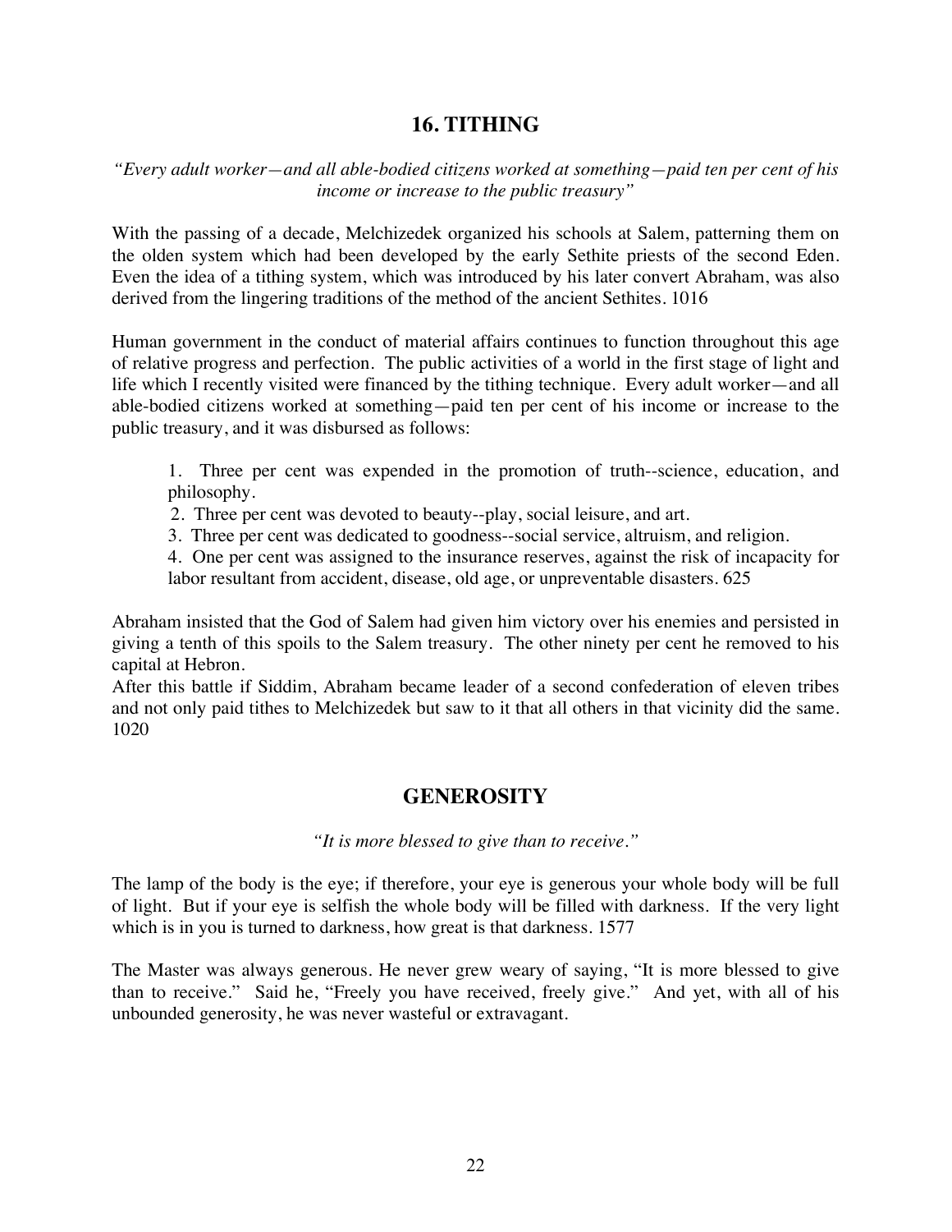## 16. TITHING

*"Every adult worker—and all able-bodied citizens worked at something—paid ten per cent of his income or increase to the public treasury"*

With the passing of a decade, Melchizedek organized his schools at Salem, patterning them on the olden system which had been developed by the early Sethite priests of the second Eden. Even the idea of a tithing system, which was introduced by his later convert Abraham, was also derived from the lingering traditions of the method of the ancient Sethites. 1016

Human government in the conduct of material affairs continues to function throughout this age of relative progress and perfection. The public activities of a world in the first stage of light and life which I recently visited were financed by the tithing technique. Every adult worker—and all able-bodied citizens worked at something—paid ten per cent of his income or increase to the public treasury, and it was disbursed as follows:

1. Three per cent was expended in the promotion of truth--science, education, and philosophy.
2. Three per cent was devoted to beauty--play, social leisure, and art.
3. Three per cent was dedicated to goodness--social service, altruism, and religion.
4. One per cent was assigned to the insurance reserves, against the risk of incapacity for labor resultant from accident, disease, old age, or unpreventable disasters. 625

Abraham insisted that the God of Salem had given him victory over his enemies and persisted in giving a tenth of this spoils to the Salem treasury. The other ninety per cent he removed to his capital at Hebron.
After this battle if Siddim, Abraham became leader of a second confederation of eleven tribes and not only paid tithes to Melchizedek but saw to it that all others in that vicinity did the same. 1020

## GENEROSITY

*"It is more blessed to give than to receive."*

The lamp of the body is the eye; if therefore, your eye is generous your whole body will be full of light. But if your eye is selfish the whole body will be filled with darkness. If the very light which is in you is turned to darkness, how great is that darkness. 1577

The Master was always generous. He never grew weary of saying, "It is more blessed to give than to receive." Said he, "Freely you have received, freely give." And yet, with all of his unbounded generosity, he was never wasteful or extravagant.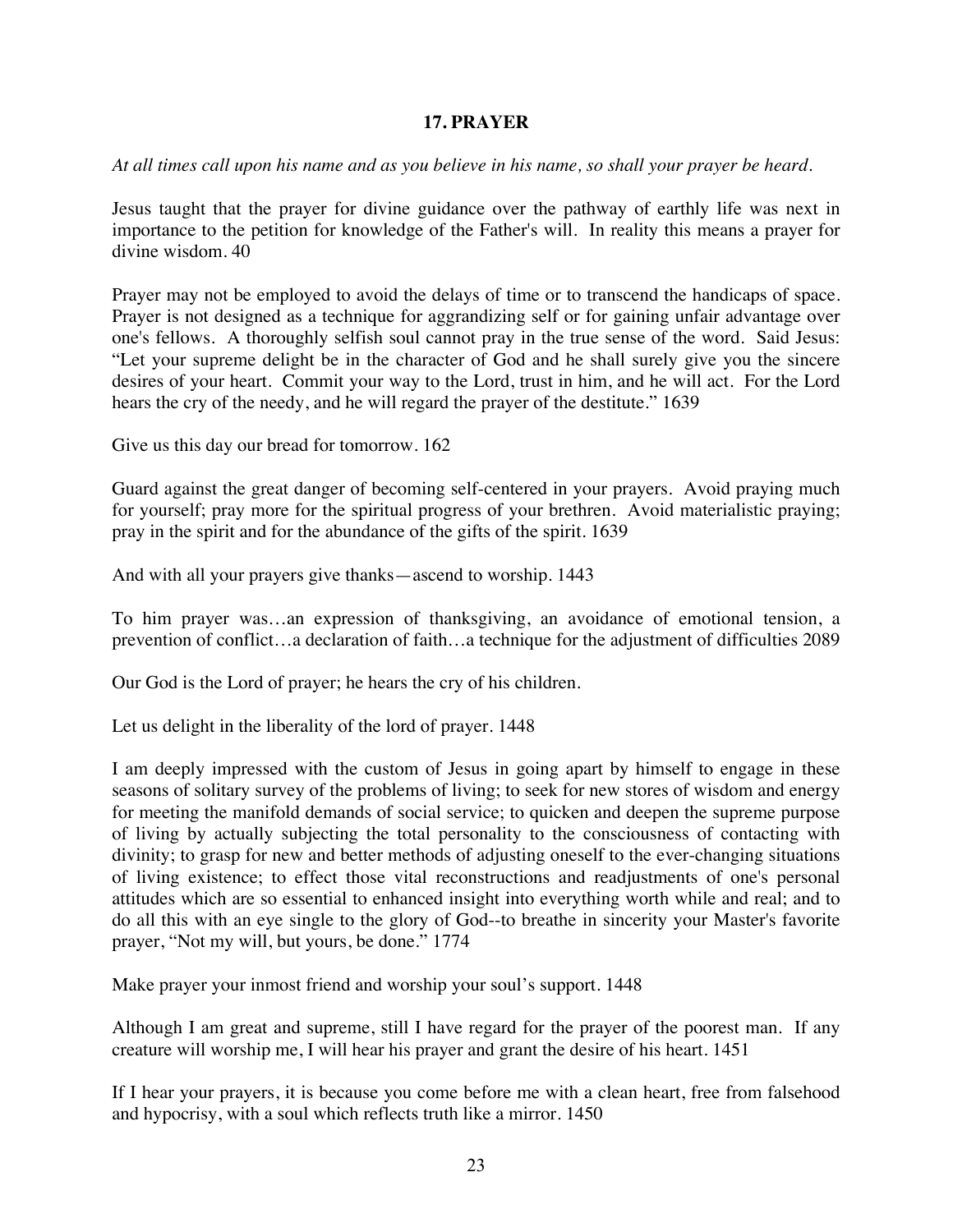## 17. PRAYER

*At all times call upon his name and as you believe in his name, so shall your prayer be heard.*

Jesus taught that the prayer for divine guidance over the pathway of earthly life was next in importance to the petition for knowledge of the Father's will. In reality this means a prayer for divine wisdom. 40

Prayer may not be employed to avoid the delays of time or to transcend the handicaps of space. Prayer is not designed as a technique for aggrandizing self or for gaining unfair advantage over one's fellows. A thoroughly selfish soul cannot pray in the true sense of the word. Said Jesus: "Let your supreme delight be in the character of God and he shall surely give you the sincere desires of your heart. Commit your way to the Lord, trust in him, and he will act. For the Lord hears the cry of the needy, and he will regard the prayer of the destitute." 1639

Give us this day our bread for tomorrow. 162

Guard against the great danger of becoming self-centered in your prayers. Avoid praying much for yourself; pray more for the spiritual progress of your brethren. Avoid materialistic praying; pray in the spirit and for the abundance of the gifts of the spirit. 1639

And with all your prayers give thanks—ascend to worship. 1443

To him prayer was…an expression of thanksgiving, an avoidance of emotional tension, a prevention of conflict…a declaration of faith…a technique for the adjustment of difficulties 2089

Our God is the Lord of prayer; he hears the cry of his children.

Let us delight in the liberality of the lord of prayer. 1448

I am deeply impressed with the custom of Jesus in going apart by himself to engage in these seasons of solitary survey of the problems of living; to seek for new stores of wisdom and energy for meeting the manifold demands of social service; to quicken and deepen the supreme purpose of living by actually subjecting the total personality to the consciousness of contacting with divinity; to grasp for new and better methods of adjusting oneself to the ever-changing situations of living existence; to effect those vital reconstructions and readjustments of one's personal attitudes which are so essential to enhanced insight into everything worth while and real; and to do all this with an eye single to the glory of God--to breathe in sincerity your Master's favorite prayer, "Not my will, but yours, be done." 1774

Make prayer your inmost friend and worship your soul's support. 1448

Although I am great and supreme, still I have regard for the prayer of the poorest man. If any creature will worship me, I will hear his prayer and grant the desire of his heart. 1451

If I hear your prayers, it is because you come before me with a clean heart, free from falsehood and hypocrisy, with a soul which reflects truth like a mirror. 1450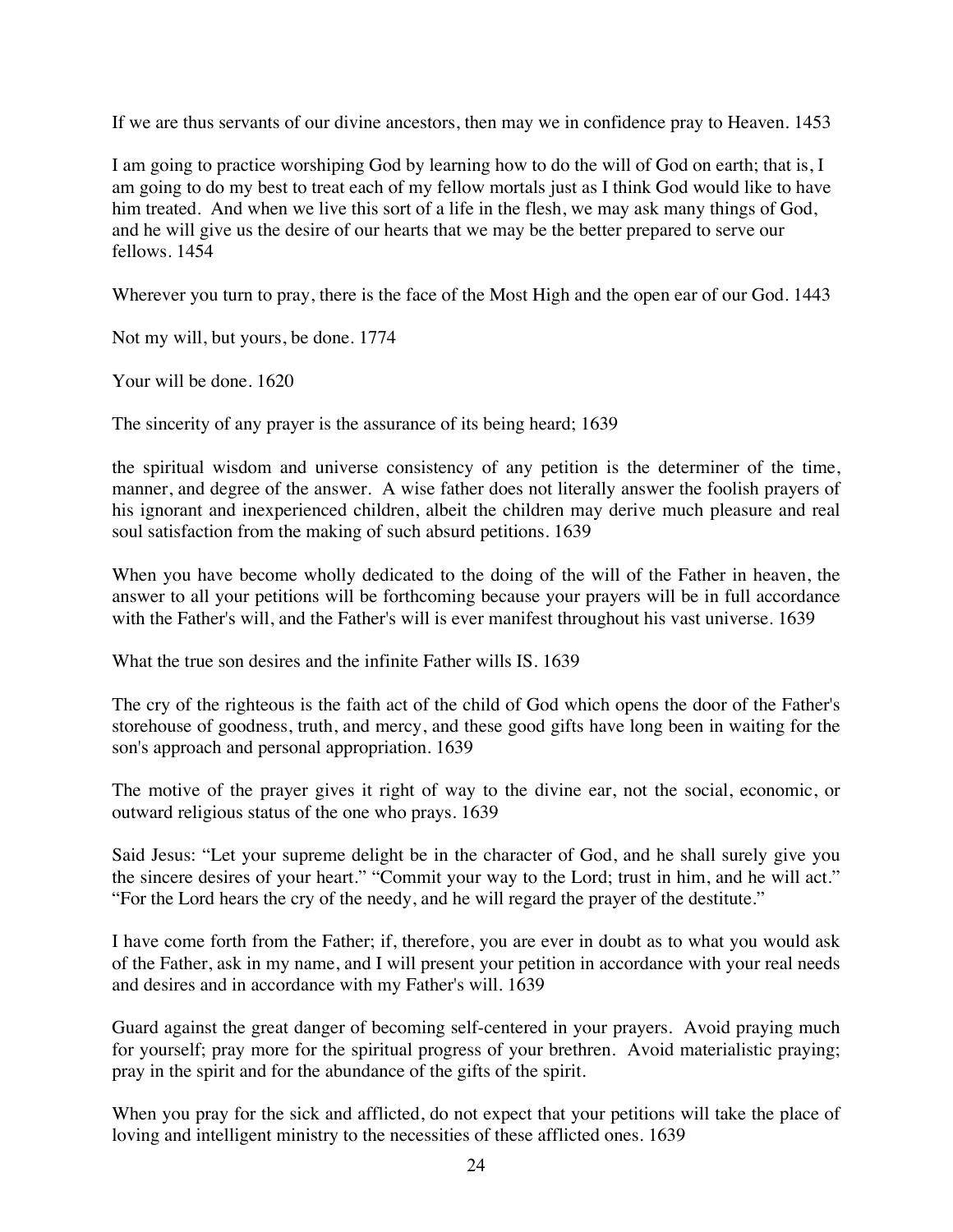If we are thus servants of our divine ancestors, then may we in confidence pray to Heaven. 1453

I am going to practice worshiping God by learning how to do the will of God on earth; that is, I am going to do my best to treat each of my fellow mortals just as I think God would like to have him treated. And when we live this sort of a life in the flesh, we may ask many things of God, and he will give us the desire of our hearts that we may be the better prepared to serve our fellows. 1454

Wherever you turn to pray, there is the face of the Most High and the open ear of our God. 1443

Not my will, but yours, be done. 1774

Your will be done. 1620

The sincerity of any prayer is the assurance of its being heard; 1639

the spiritual wisdom and universe consistency of any petition is the determiner of the time, manner, and degree of the answer. A wise father does not literally answer the foolish prayers of his ignorant and inexperienced children, albeit the children may derive much pleasure and real soul satisfaction from the making of such absurd petitions. 1639

When you have become wholly dedicated to the doing of the will of the Father in heaven, the answer to all your petitions will be forthcoming because your prayers will be in full accordance with the Father's will, and the Father's will is ever manifest throughout his vast universe. 1639

What the true son desires and the infinite Father wills IS. 1639

The cry of the righteous is the faith act of the child of God which opens the door of the Father's storehouse of goodness, truth, and mercy, and these good gifts have long been in waiting for the son's approach and personal appropriation. 1639

The motive of the prayer gives it right of way to the divine ear, not the social, economic, or outward religious status of the one who prays. 1639

Said Jesus: "Let your supreme delight be in the character of God, and he shall surely give you the sincere desires of your heart." "Commit your way to the Lord; trust in him, and he will act." "For the Lord hears the cry of the needy, and he will regard the prayer of the destitute."

I have come forth from the Father; if, therefore, you are ever in doubt as to what you would ask of the Father, ask in my name, and I will present your petition in accordance with your real needs and desires and in accordance with my Father's will. 1639

Guard against the great danger of becoming self-centered in your prayers. Avoid praying much for yourself; pray more for the spiritual progress of your brethren. Avoid materialistic praying; pray in the spirit and for the abundance of the gifts of the spirit.

When you pray for the sick and afflicted, do not expect that your petitions will take the place of loving and intelligent ministry to the necessities of these afflicted ones. 1639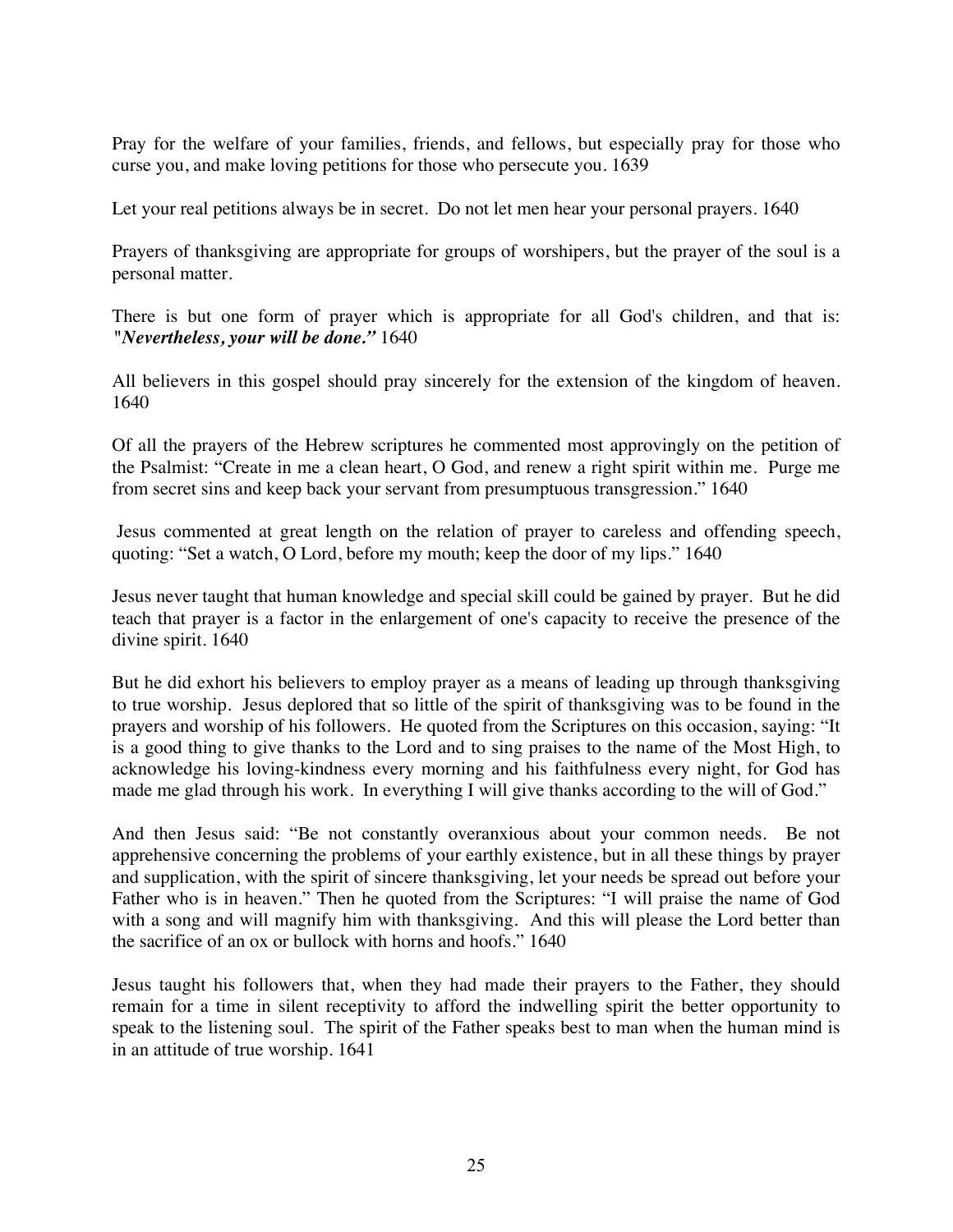Pray for the welfare of your families, friends, and fellows, but especially pray for those who curse you, and make loving petitions for those who persecute you. 1639

Let your real petitions always be in secret. Do not let men hear your personal prayers. 1640

Prayers of thanksgiving are appropriate for groups of worshipers, but the prayer of the soul is a personal matter.

There is but one form of prayer which is appropriate for all God's children, and that is: "***Nevertheless, your will be done.***" 1640

All believers in this gospel should pray sincerely for the extension of the kingdom of heaven. 1640

Of all the prayers of the Hebrew scriptures he commented most approvingly on the petition of the Psalmist: "Create in me a clean heart, O God, and renew a right spirit within me. Purge me from secret sins and keep back your servant from presumptuous transgression." 1640

Jesus commented at great length on the relation of prayer to careless and offending speech, quoting: "Set a watch, O Lord, before my mouth; keep the door of my lips." 1640

Jesus never taught that human knowledge and special skill could be gained by prayer. But he did teach that prayer is a factor in the enlargement of one's capacity to receive the presence of the divine spirit. 1640

But he did exhort his believers to employ prayer as a means of leading up through thanksgiving to true worship. Jesus deplored that so little of the spirit of thanksgiving was to be found in the prayers and worship of his followers. He quoted from the Scriptures on this occasion, saying: "It is a good thing to give thanks to the Lord and to sing praises to the name of the Most High, to acknowledge his loving-kindness every morning and his faithfulness every night, for God has made me glad through his work. In everything I will give thanks according to the will of God."

And then Jesus said: "Be not constantly overanxious about your common needs. Be not apprehensive concerning the problems of your earthly existence, but in all these things by prayer and supplication, with the spirit of sincere thanksgiving, let your needs be spread out before your Father who is in heaven." Then he quoted from the Scriptures: "I will praise the name of God with a song and will magnify him with thanksgiving. And this will please the Lord better than the sacrifice of an ox or bullock with horns and hoofs." 1640

Jesus taught his followers that, when they had made their prayers to the Father, they should remain for a time in silent receptivity to afford the indwelling spirit the better opportunity to speak to the listening soul. The spirit of the Father speaks best to man when the human mind is in an attitude of true worship. 1641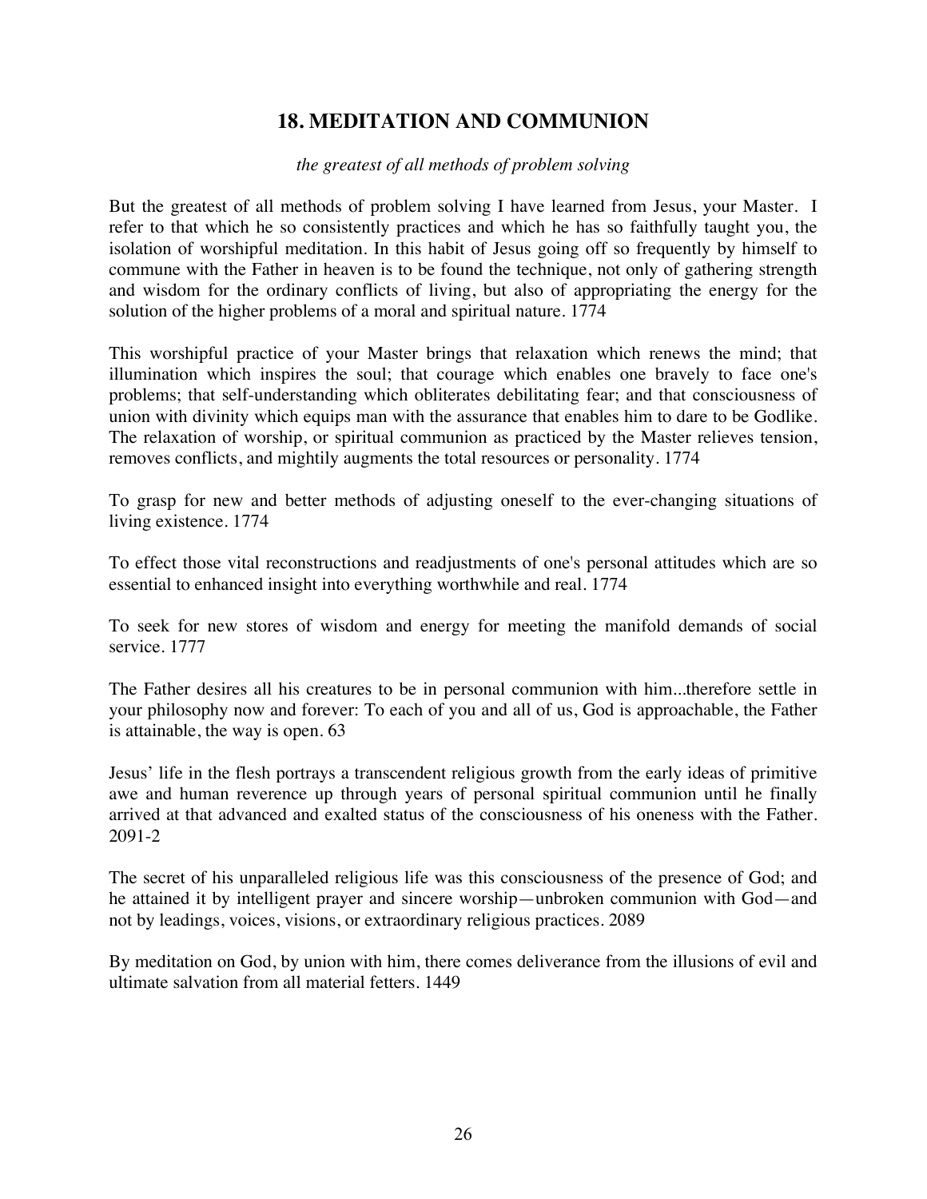## 18. MEDITATION AND COMMUNION

*the greatest of all methods of problem solving*

But the greatest of all methods of problem solving I have learned from Jesus, your Master. I refer to that which he so consistently practices and which he has so faithfully taught you, the isolation of worshipful meditation. In this habit of Jesus going off so frequently by himself to commune with the Father in heaven is to be found the technique, not only of gathering strength and wisdom for the ordinary conflicts of living, but also of appropriating the energy for the solution of the higher problems of a moral and spiritual nature. 1774

This worshipful practice of your Master brings that relaxation which renews the mind; that illumination which inspires the soul; that courage which enables one bravely to face one's problems; that self-understanding which obliterates debilitating fear; and that consciousness of union with divinity which equips man with the assurance that enables him to dare to be Godlike. The relaxation of worship, or spiritual communion as practiced by the Master relieves tension, removes conflicts, and mightily augments the total resources or personality. 1774

To grasp for new and better methods of adjusting oneself to the ever-changing situations of living existence. 1774

To effect those vital reconstructions and readjustments of one's personal attitudes which are so essential to enhanced insight into everything worthwhile and real. 1774

To seek for new stores of wisdom and energy for meeting the manifold demands of social service. 1777

The Father desires all his creatures to be in personal communion with him...therefore settle in your philosophy now and forever: To each of you and all of us, God is approachable, the Father is attainable, the way is open. 63

Jesus' life in the flesh portrays a transcendent religious growth from the early ideas of primitive awe and human reverence up through years of personal spiritual communion until he finally arrived at that advanced and exalted status of the consciousness of his oneness with the Father. 2091-2

The secret of his unparalleled religious life was this consciousness of the presence of God; and he attained it by intelligent prayer and sincere worship—unbroken communion with God—and not by leadings, voices, visions, or extraordinary religious practices. 2089

By meditation on God, by union with him, there comes deliverance from the illusions of evil and ultimate salvation from all material fetters. 1449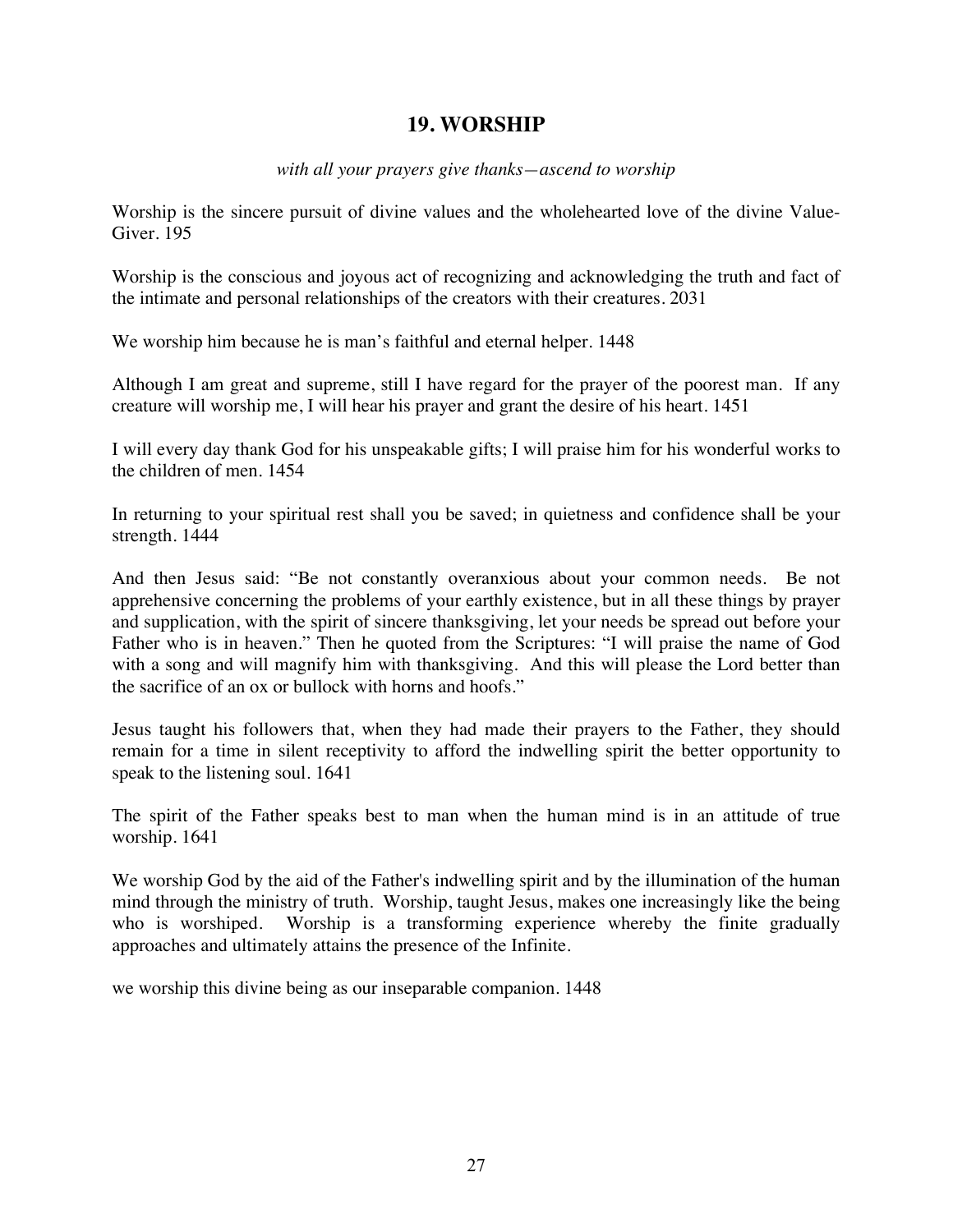## 19. WORSHIP

*with all your prayers give thanks—ascend to worship*

Worship is the sincere pursuit of divine values and the wholehearted love of the divine Value-Giver. 195

Worship is the conscious and joyous act of recognizing and acknowledging the truth and fact of the intimate and personal relationships of the creators with their creatures. 2031

We worship him because he is man's faithful and eternal helper. 1448

Although I am great and supreme, still I have regard for the prayer of the poorest man. If any creature will worship me, I will hear his prayer and grant the desire of his heart. 1451

I will every day thank God for his unspeakable gifts; I will praise him for his wonderful works to the children of men. 1454

In returning to your spiritual rest shall you be saved; in quietness and confidence shall be your strength. 1444

And then Jesus said: "Be not constantly overanxious about your common needs. Be not apprehensive concerning the problems of your earthly existence, but in all these things by prayer and supplication, with the spirit of sincere thanksgiving, let your needs be spread out before your Father who is in heaven." Then he quoted from the Scriptures: "I will praise the name of God with a song and will magnify him with thanksgiving. And this will please the Lord better than the sacrifice of an ox or bullock with horns and hoofs."

Jesus taught his followers that, when they had made their prayers to the Father, they should remain for a time in silent receptivity to afford the indwelling spirit the better opportunity to speak to the listening soul. 1641

The spirit of the Father speaks best to man when the human mind is in an attitude of true worship. 1641

We worship God by the aid of the Father's indwelling spirit and by the illumination of the human mind through the ministry of truth. Worship, taught Jesus, makes one increasingly like the being who is worshiped. Worship is a transforming experience whereby the finite gradually approaches and ultimately attains the presence of the Infinite.

we worship this divine being as our inseparable companion. 1448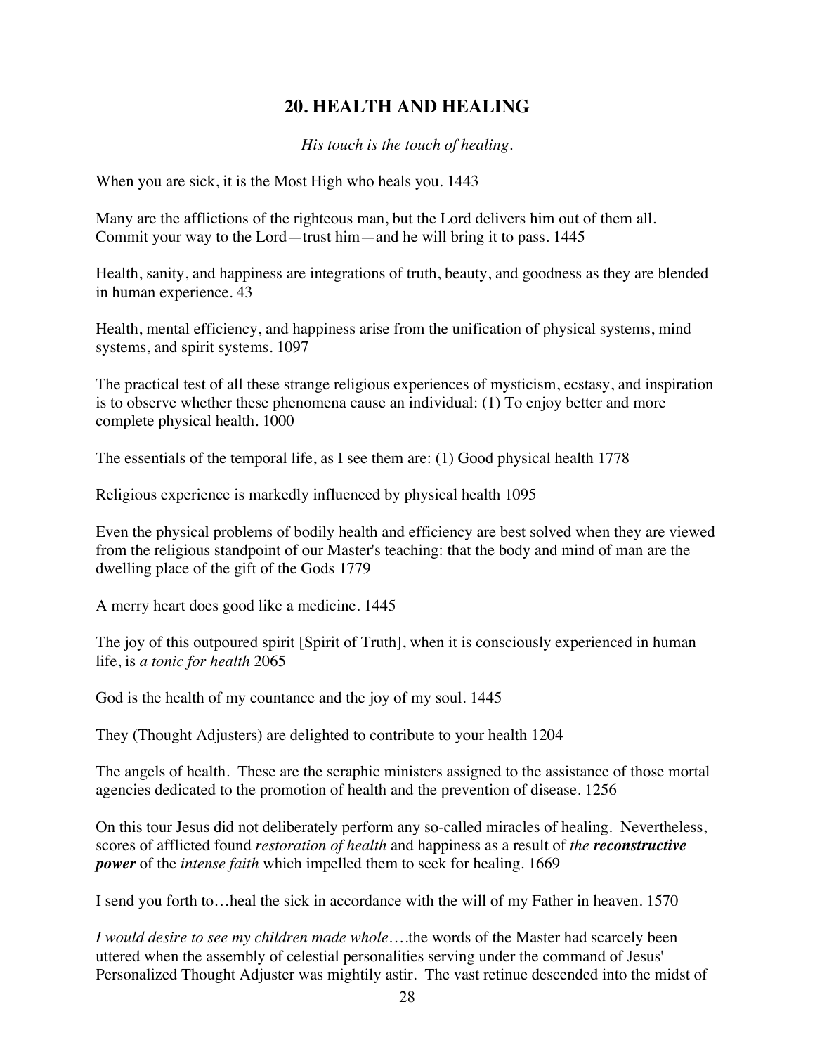## 20. HEALTH AND HEALING

*His touch is the touch of healing.*

When you are sick, it is the Most High who heals you. 1443

Many are the afflictions of the righteous man, but the Lord delivers him out of them all. Commit your way to the Lord—trust him—and he will bring it to pass. 1445

Health, sanity, and happiness are integrations of truth, beauty, and goodness as they are blended in human experience. 43

Health, mental efficiency, and happiness arise from the unification of physical systems, mind systems, and spirit systems. 1097

The practical test of all these strange religious experiences of mysticism, ecstasy, and inspiration is to observe whether these phenomena cause an individual: (1) To enjoy better and more complete physical health. 1000

The essentials of the temporal life, as I see them are: (1) Good physical health 1778

Religious experience is markedly influenced by physical health 1095

Even the physical problems of bodily health and efficiency are best solved when they are viewed from the religious standpoint of our Master's teaching: that the body and mind of man are the dwelling place of the gift of the Gods 1779

A merry heart does good like a medicine. 1445

The joy of this outpoured spirit [Spirit of Truth], when it is consciously experienced in human life, is *a tonic for health* 2065

God is the health of my countance and the joy of my soul. 1445

They (Thought Adjusters) are delighted to contribute to your health 1204

The angels of health. These are the seraphic ministers assigned to the assistance of those mortal agencies dedicated to the promotion of health and the prevention of disease. 1256

On this tour Jesus did not deliberately perform any so-called miracles of healing. Nevertheless, scores of afflicted found *restoration of health* and happiness as a result of *the* ***reconstructive power*** of the *intense faith* which impelled them to seek for healing. 1669

I send you forth to…heal the sick in accordance with the will of my Father in heaven. 1570

*I would desire to see my children made whole*….the words of the Master had scarcely been uttered when the assembly of celestial personalities serving under the command of Jesus' Personalized Thought Adjuster was mightily astir. The vast retinue descended into the midst of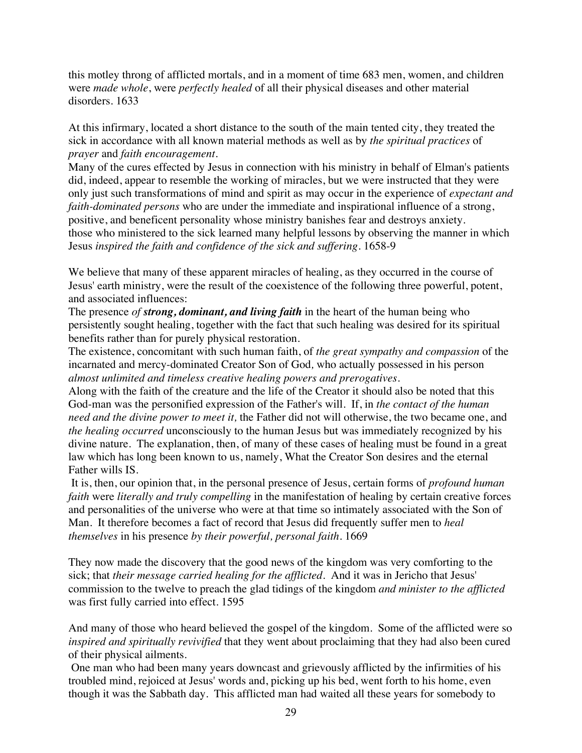this motley throng of afflicted mortals, and in a moment of time 683 men, women, and children were *made whole*, were *perfectly healed* of all their physical diseases and other material disorders. 1633

At this infirmary, located a short distance to the south of the main tented city, they treated the sick in accordance with all known material methods as well as by *the spiritual practices* of *prayer* and *faith encouragement*.
Many of the cures effected by Jesus in connection with his ministry in behalf of Elman's patients did, indeed, appear to resemble the working of miracles, but we were instructed that they were only just such transformations of mind and spirit as may occur in the experience of *expectant and faith-dominated persons* who are under the immediate and inspirational influence of a strong, positive, and beneficent personality whose ministry banishes fear and destroys anxiety.
those who ministered to the sick learned many helpful lessons by observing the manner in which Jesus *inspired the faith and confidence of the sick and suffering*. 1658-9

We believe that many of these apparent miracles of healing, as they occurred in the course of Jesus' earth ministry, were the result of the coexistence of the following three powerful, potent, and associated influences:
The presence *of **strong, dominant, and living faith*** in the heart of the human being who persistently sought healing, together with the fact that such healing was desired for its spiritual benefits rather than for purely physical restoration.
The existence, concomitant with such human faith, of *the great sympathy and compassion* of the incarnated and mercy-dominated Creator Son of God*,* who actually possessed in his person *almost unlimited and timeless creative healing powers and prerogatives*.
Along with the faith of the creature and the life of the Creator it should also be noted that this God-man was the personified expression of the Father's will. If, in *the contact of the human need and the divine power to meet it,* the Father did not will otherwise, the two became one, and *the healing occurred* unconsciously to the human Jesus but was immediately recognized by his divine nature. The explanation, then, of many of these cases of healing must be found in a great law which has long been known to us, namely, What the Creator Son desires and the eternal Father wills IS.
It is, then, our opinion that, in the personal presence of Jesus, certain forms of *profound human faith* were *literally and truly compelling* in the manifestation of healing by certain creative forces and personalities of the universe who were at that time so intimately associated with the Son of Man. It therefore becomes a fact of record that Jesus did frequently suffer men to *heal themselves* in his presence *by their powerful, personal faith*. 1669

They now made the discovery that the good news of the kingdom was very comforting to the sick; that *their message carried healing for the afflicted*. And it was in Jericho that Jesus' commission to the twelve to preach the glad tidings of the kingdom *and minister to the afflicted* was first fully carried into effect. 1595

And many of those who heard believed the gospel of the kingdom. Some of the afflicted were so *inspired and spiritually revivified* that they went about proclaiming that they had also been cured of their physical ailments.
One man who had been many years downcast and grievously afflicted by the infirmities of his troubled mind, rejoiced at Jesus' words and, picking up his bed, went forth to his home, even though it was the Sabbath day. This afflicted man had waited all these years for somebody to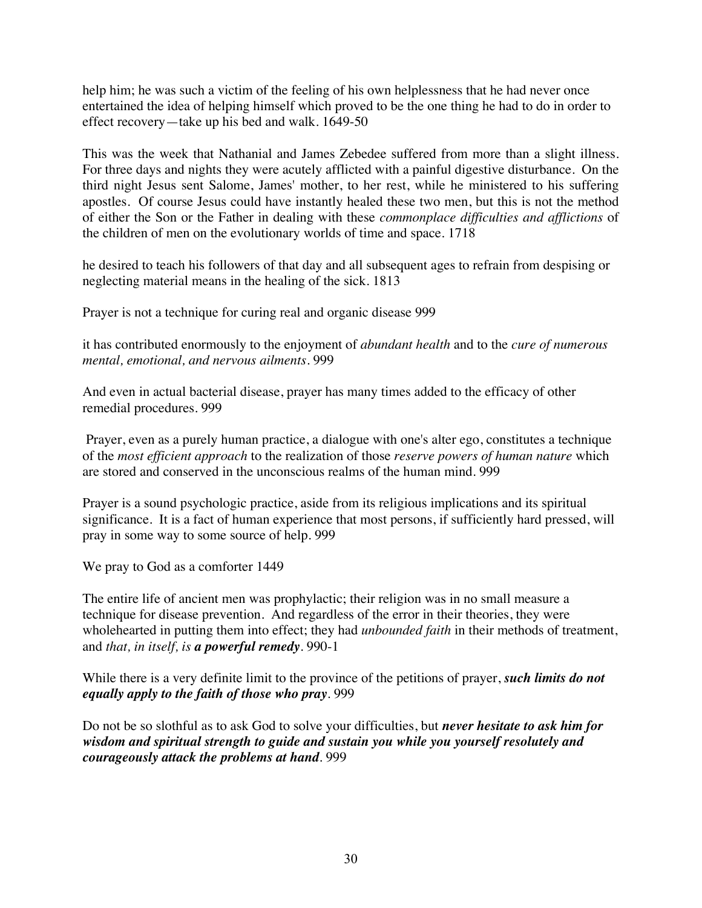help him; he was such a victim of the feeling of his own helplessness that he had never once entertained the idea of helping himself which proved to be the one thing he had to do in order to effect recovery—take up his bed and walk. 1649-50

This was the week that Nathanial and James Zebedee suffered from more than a slight illness. For three days and nights they were acutely afflicted with a painful digestive disturbance. On the third night Jesus sent Salome, James' mother, to her rest, while he ministered to his suffering apostles. Of course Jesus could have instantly healed these two men, but this is not the method of either the Son or the Father in dealing with these *commonplace difficulties and afflictions* of the children of men on the evolutionary worlds of time and space. 1718

he desired to teach his followers of that day and all subsequent ages to refrain from despising or neglecting material means in the healing of the sick. 1813

Prayer is not a technique for curing real and organic disease 999

it has contributed enormously to the enjoyment of *abundant health* and to the *cure of numerous mental, emotional, and nervous ailments*. 999

And even in actual bacterial disease, prayer has many times added to the efficacy of other remedial procedures. 999

Prayer, even as a purely human practice, a dialogue with one's alter ego, constitutes a technique of the *most efficient approach* to the realization of those *reserve powers of human nature* which are stored and conserved in the unconscious realms of the human mind. 999

Prayer is a sound psychologic practice, aside from its religious implications and its spiritual significance. It is a fact of human experience that most persons, if sufficiently hard pressed, will pray in some way to some source of help. 999

We pray to God as a comforter 1449

The entire life of ancient men was prophylactic; their religion was in no small measure a technique for disease prevention. And regardless of the error in their theories, they were wholehearted in putting them into effect; they had *unbounded faith* in their methods of treatment, and *that, in itself, is **a powerful remedy***. 990-1

While there is a very definite limit to the province of the petitions of prayer, ***such limits do not equally apply to the faith of those who pray***. 999

Do not be so slothful as to ask God to solve your difficulties, but ***never hesitate to ask him for wisdom and spiritual strength to guide and sustain you while you yourself resolutely and courageously attack the problems at hand***. 999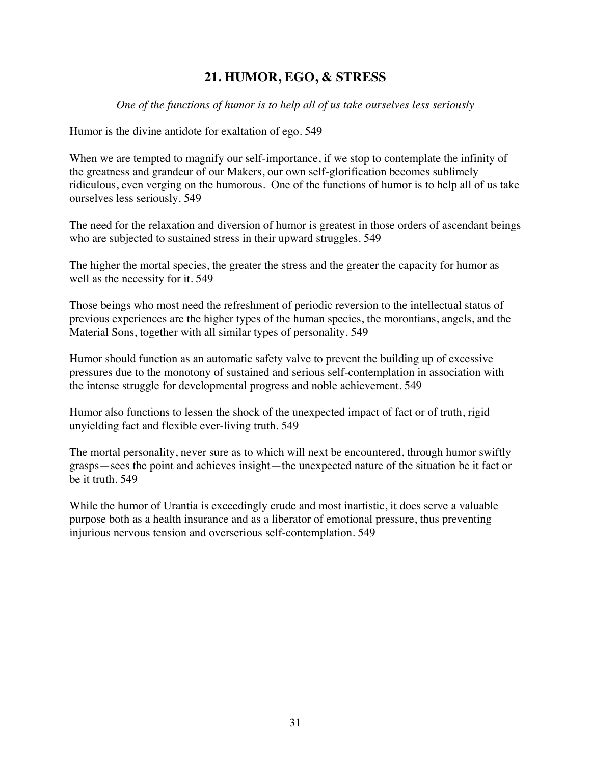## 21. HUMOR, EGO, & STRESS

*One of the functions of humor is to help all of us take ourselves less seriously*

Humor is the divine antidote for exaltation of ego. 549

When we are tempted to magnify our self-importance, if we stop to contemplate the infinity of the greatness and grandeur of our Makers, our own self-glorification becomes sublimely ridiculous, even verging on the humorous. One of the functions of humor is to help all of us take ourselves less seriously. 549

The need for the relaxation and diversion of humor is greatest in those orders of ascendant beings who are subjected to sustained stress in their upward struggles. 549

The higher the mortal species, the greater the stress and the greater the capacity for humor as well as the necessity for it. 549

Those beings who most need the refreshment of periodic reversion to the intellectual status of previous experiences are the higher types of the human species, the morontians, angels, and the Material Sons, together with all similar types of personality. 549

Humor should function as an automatic safety valve to prevent the building up of excessive pressures due to the monotony of sustained and serious self-contemplation in association with the intense struggle for developmental progress and noble achievement. 549

Humor also functions to lessen the shock of the unexpected impact of fact or of truth, rigid unyielding fact and flexible ever-living truth. 549

The mortal personality, never sure as to which will next be encountered, through humor swiftly grasps—sees the point and achieves insight—the unexpected nature of the situation be it fact or be it truth. 549

While the humor of Urantia is exceedingly crude and most inartistic, it does serve a valuable purpose both as a health insurance and as a liberator of emotional pressure, thus preventing injurious nervous tension and overserious self-contemplation. 549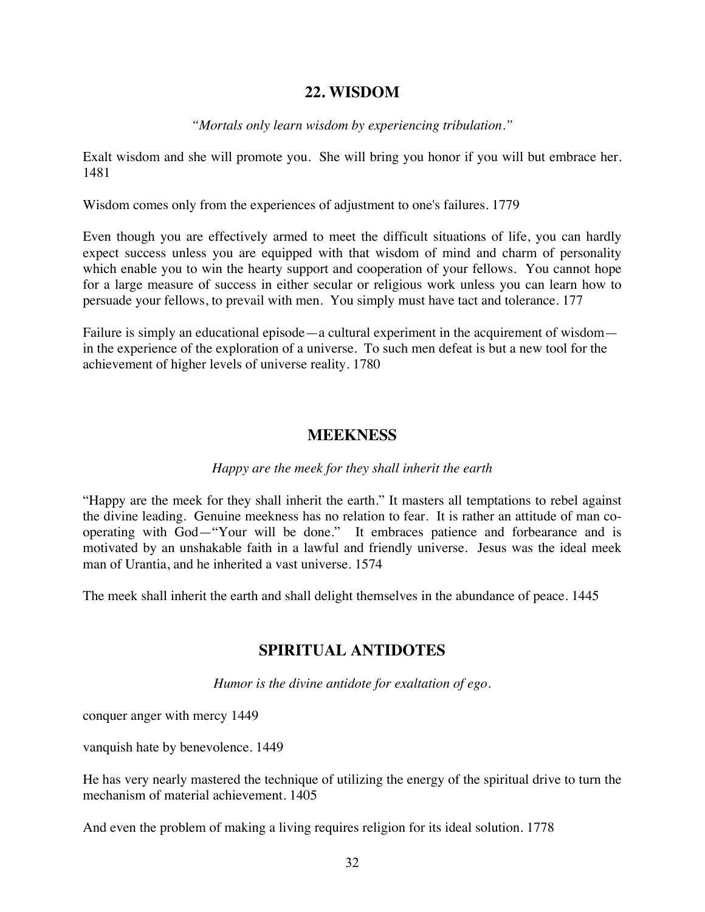## 22. WISDOM

*"Mortals only learn wisdom by experiencing tribulation."*

Exalt wisdom and she will promote you. She will bring you honor if you will but embrace her. 1481

Wisdom comes only from the experiences of adjustment to one's failures. 1779

Even though you are effectively armed to meet the difficult situations of life, you can hardly expect success unless you are equipped with that wisdom of mind and charm of personality which enable you to win the hearty support and cooperation of your fellows. You cannot hope for a large measure of success in either secular or religious work unless you can learn how to persuade your fellows, to prevail with men. You simply must have tact and tolerance. 177

Failure is simply an educational episode—a cultural experiment in the acquirement of wisdom—in the experience of the exploration of a universe. To such men defeat is but a new tool for the achievement of higher levels of universe reality. 1780

## MEEKNESS

*Happy are the meek for they shall inherit the earth*

"Happy are the meek for they shall inherit the earth." It masters all temptations to rebel against the divine leading. Genuine meekness has no relation to fear. It is rather an attitude of man co-operating with God—"Your will be done." It embraces patience and forbearance and is motivated by an unshakable faith in a lawful and friendly universe. Jesus was the ideal meek man of Urantia, and he inherited a vast universe. 1574

The meek shall inherit the earth and shall delight themselves in the abundance of peace. 1445

## SPIRITUAL ANTIDOTES

*Humor is the divine antidote for exaltation of ego.*

conquer anger with mercy 1449

vanquish hate by benevolence. 1449

He has very nearly mastered the technique of utilizing the energy of the spiritual drive to turn the mechanism of material achievement. 1405

And even the problem of making a living requires religion for its ideal solution. 1778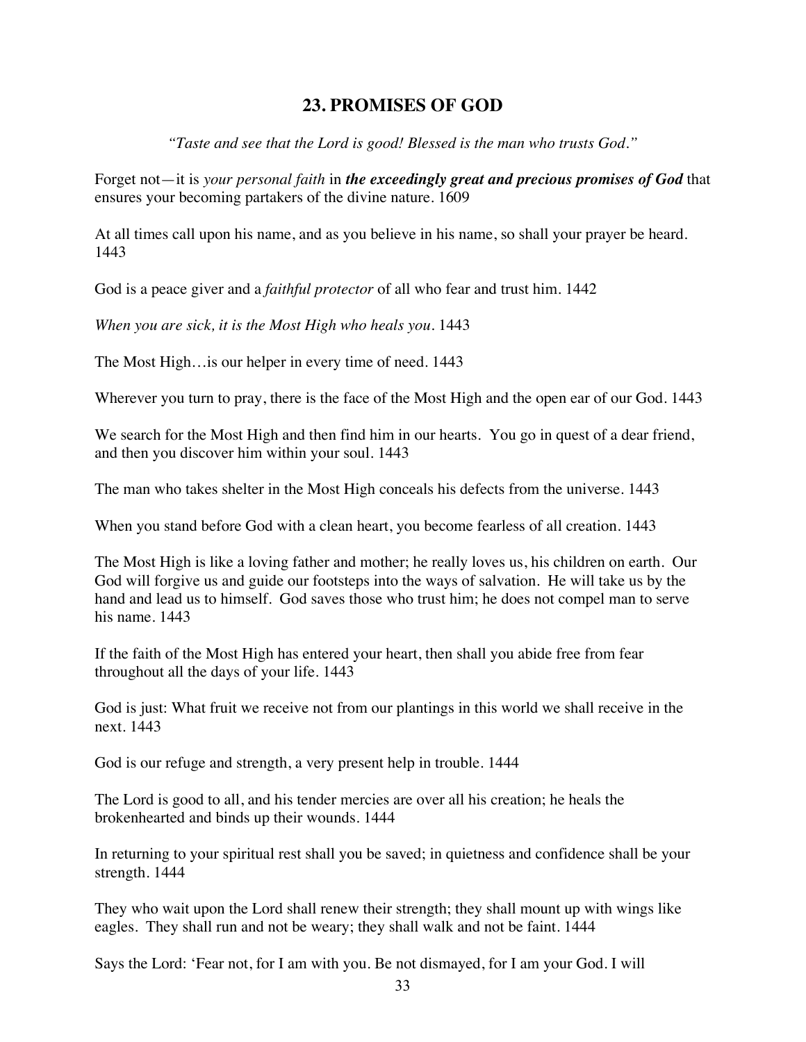## 23. PROMISES OF GOD

*"Taste and see that the Lord is good! Blessed is the man who trusts God."*

Forget not—it is *your personal faith* in ***the exceedingly great and precious promises of God*** that ensures your becoming partakers of the divine nature. 1609

At all times call upon his name, and as you believe in his name, so shall your prayer be heard. 1443

God is a peace giver and a *faithful protector* of all who fear and trust him. 1442

*When you are sick, it is the Most High who heals you.* 1443

The Most High…is our helper in every time of need. 1443

Wherever you turn to pray, there is the face of the Most High and the open ear of our God. 1443

We search for the Most High and then find him in our hearts. You go in quest of a dear friend, and then you discover him within your soul. 1443

The man who takes shelter in the Most High conceals his defects from the universe. 1443

When you stand before God with a clean heart, you become fearless of all creation. 1443

The Most High is like a loving father and mother; he really loves us, his children on earth. Our God will forgive us and guide our footsteps into the ways of salvation. He will take us by the hand and lead us to himself. God saves those who trust him; he does not compel man to serve his name. 1443

If the faith of the Most High has entered your heart, then shall you abide free from fear throughout all the days of your life. 1443

God is just: What fruit we receive not from our plantings in this world we shall receive in the next. 1443

God is our refuge and strength, a very present help in trouble. 1444

The Lord is good to all, and his tender mercies are over all his creation; he heals the brokenhearted and binds up their wounds. 1444

In returning to your spiritual rest shall you be saved; in quietness and confidence shall be your strength. 1444

They who wait upon the Lord shall renew their strength; they shall mount up with wings like eagles. They shall run and not be weary; they shall walk and not be faint. 1444

Says the Lord: 'Fear not, for I am with you. Be not dismayed, for I am your God. I will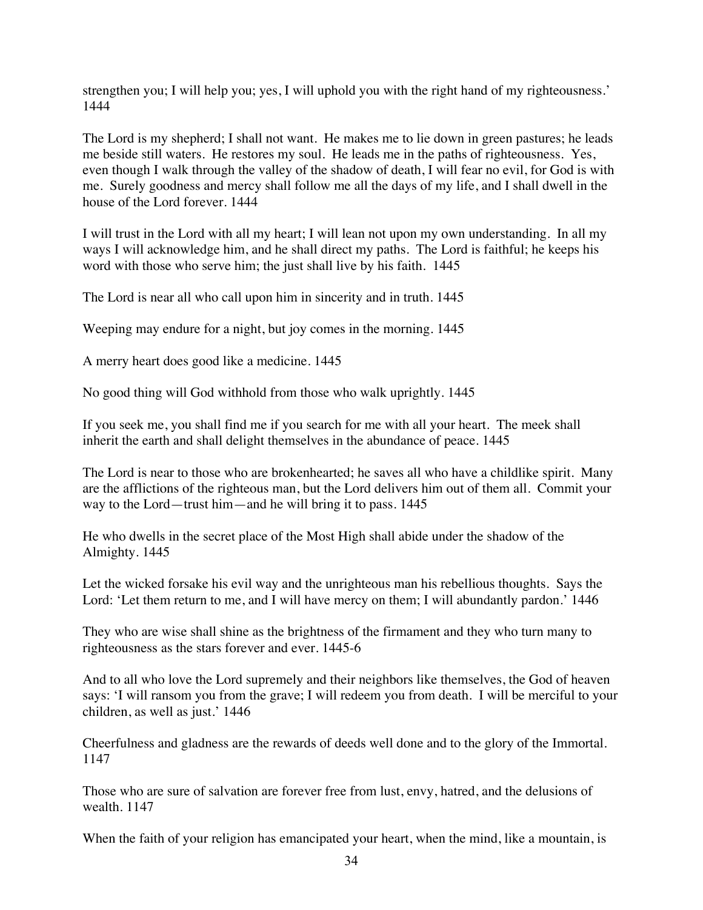strengthen you; I will help you; yes, I will uphold you with the right hand of my righteousness.' 1444

The Lord is my shepherd; I shall not want. He makes me to lie down in green pastures; he leads me beside still waters. He restores my soul. He leads me in the paths of righteousness. Yes, even though I walk through the valley of the shadow of death, I will fear no evil, for God is with me. Surely goodness and mercy shall follow me all the days of my life, and I shall dwell in the house of the Lord forever. 1444

I will trust in the Lord with all my heart; I will lean not upon my own understanding. In all my ways I will acknowledge him, and he shall direct my paths. The Lord is faithful; he keeps his word with those who serve him; the just shall live by his faith. 1445

The Lord is near all who call upon him in sincerity and in truth. 1445

Weeping may endure for a night, but joy comes in the morning. 1445

A merry heart does good like a medicine. 1445

No good thing will God withhold from those who walk uprightly. 1445

If you seek me, you shall find me if you search for me with all your heart. The meek shall inherit the earth and shall delight themselves in the abundance of peace. 1445

The Lord is near to those who are brokenhearted; he saves all who have a childlike spirit. Many are the afflictions of the righteous man, but the Lord delivers him out of them all. Commit your way to the Lord—trust him—and he will bring it to pass. 1445

He who dwells in the secret place of the Most High shall abide under the shadow of the Almighty. 1445

Let the wicked forsake his evil way and the unrighteous man his rebellious thoughts. Says the Lord: 'Let them return to me, and I will have mercy on them; I will abundantly pardon.' 1446

They who are wise shall shine as the brightness of the firmament and they who turn many to righteousness as the stars forever and ever. 1445-6

And to all who love the Lord supremely and their neighbors like themselves, the God of heaven says: 'I will ransom you from the grave; I will redeem you from death. I will be merciful to your children, as well as just.' 1446

Cheerfulness and gladness are the rewards of deeds well done and to the glory of the Immortal. 1147

Those who are sure of salvation are forever free from lust, envy, hatred, and the delusions of wealth. 1147

When the faith of your religion has emancipated your heart, when the mind, like a mountain, is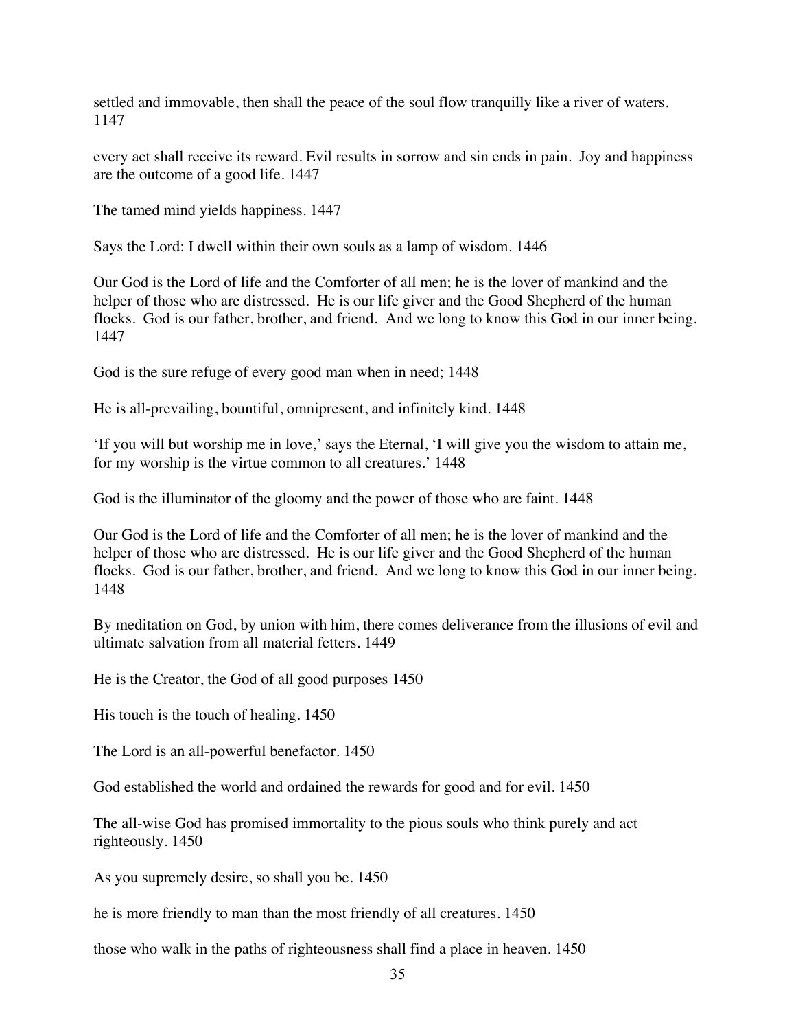settled and immovable, then shall the peace of the soul flow tranquilly like a river of waters. 1147

every act shall receive its reward. Evil results in sorrow and sin ends in pain. Joy and happiness are the outcome of a good life. 1447

The tamed mind yields happiness. 1447

Says the Lord: I dwell within their own souls as a lamp of wisdom. 1446

Our God is the Lord of life and the Comforter of all men; he is the lover of mankind and the helper of those who are distressed. He is our life giver and the Good Shepherd of the human flocks. God is our father, brother, and friend. And we long to know this God in our inner being. 1447

God is the sure refuge of every good man when in need; 1448

He is all-prevailing, bountiful, omnipresent, and infinitely kind. 1448

'If you will but worship me in love,' says the Eternal, 'I will give you the wisdom to attain me, for my worship is the virtue common to all creatures.' 1448

God is the illuminator of the gloomy and the power of those who are faint. 1448

Our God is the Lord of life and the Comforter of all men; he is the lover of mankind and the helper of those who are distressed. He is our life giver and the Good Shepherd of the human flocks. God is our father, brother, and friend. And we long to know this God in our inner being. 1448

By meditation on God, by union with him, there comes deliverance from the illusions of evil and ultimate salvation from all material fetters. 1449

He is the Creator, the God of all good purposes 1450

His touch is the touch of healing. 1450

The Lord is an all-powerful benefactor. 1450

God established the world and ordained the rewards for good and for evil. 1450

The all-wise God has promised immortality to the pious souls who think purely and act righteously. 1450

As you supremely desire, so shall you be. 1450

he is more friendly to man than the most friendly of all creatures. 1450

those who walk in the paths of righteousness shall find a place in heaven. 1450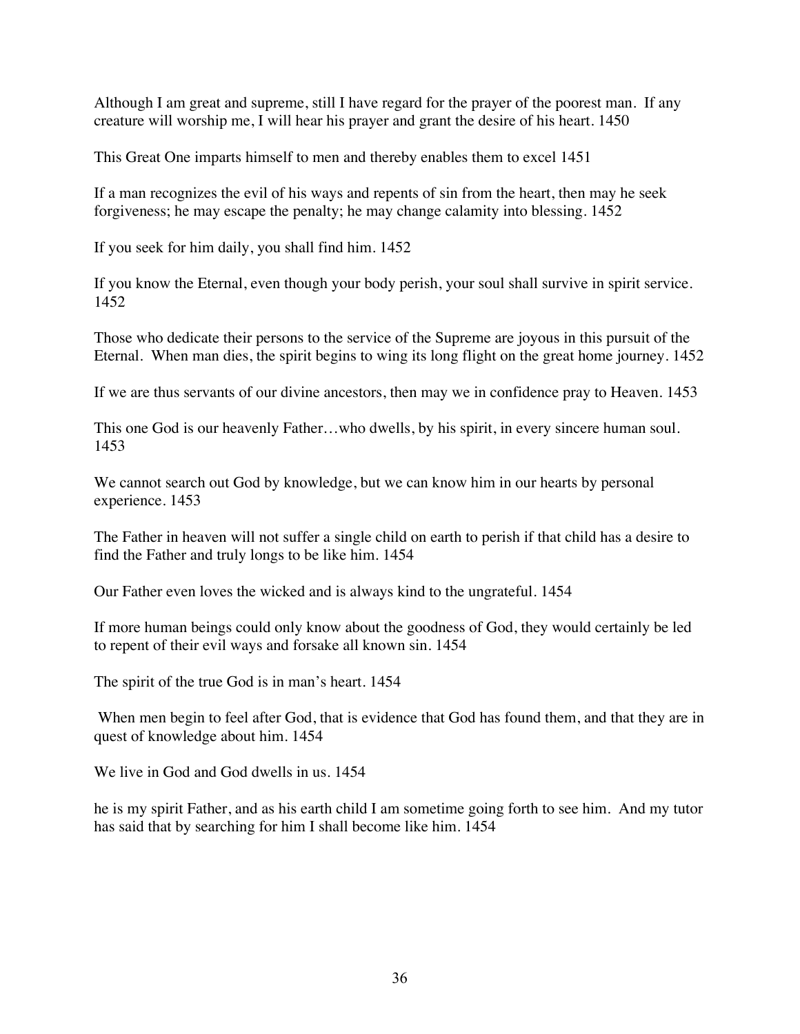Although I am great and supreme, still I have regard for the prayer of the poorest man. If any creature will worship me, I will hear his prayer and grant the desire of his heart. 1450

This Great One imparts himself to men and thereby enables them to excel 1451

If a man recognizes the evil of his ways and repents of sin from the heart, then may he seek forgiveness; he may escape the penalty; he may change calamity into blessing. 1452

If you seek for him daily, you shall find him. 1452

If you know the Eternal, even though your body perish, your soul shall survive in spirit service. 1452

Those who dedicate their persons to the service of the Supreme are joyous in this pursuit of the Eternal. When man dies, the spirit begins to wing its long flight on the great home journey. 1452

If we are thus servants of our divine ancestors, then may we in confidence pray to Heaven. 1453

This one God is our heavenly Father…who dwells, by his spirit, in every sincere human soul. 1453

We cannot search out God by knowledge, but we can know him in our hearts by personal experience. 1453

The Father in heaven will not suffer a single child on earth to perish if that child has a desire to find the Father and truly longs to be like him. 1454

Our Father even loves the wicked and is always kind to the ungrateful. 1454

If more human beings could only know about the goodness of God, they would certainly be led to repent of their evil ways and forsake all known sin. 1454

The spirit of the true God is in man's heart. 1454

When men begin to feel after God, that is evidence that God has found them, and that they are in quest of knowledge about him. 1454

We live in God and God dwells in us. 1454

he is my spirit Father, and as his earth child I am sometime going forth to see him. And my tutor has said that by searching for him I shall become like him. 1454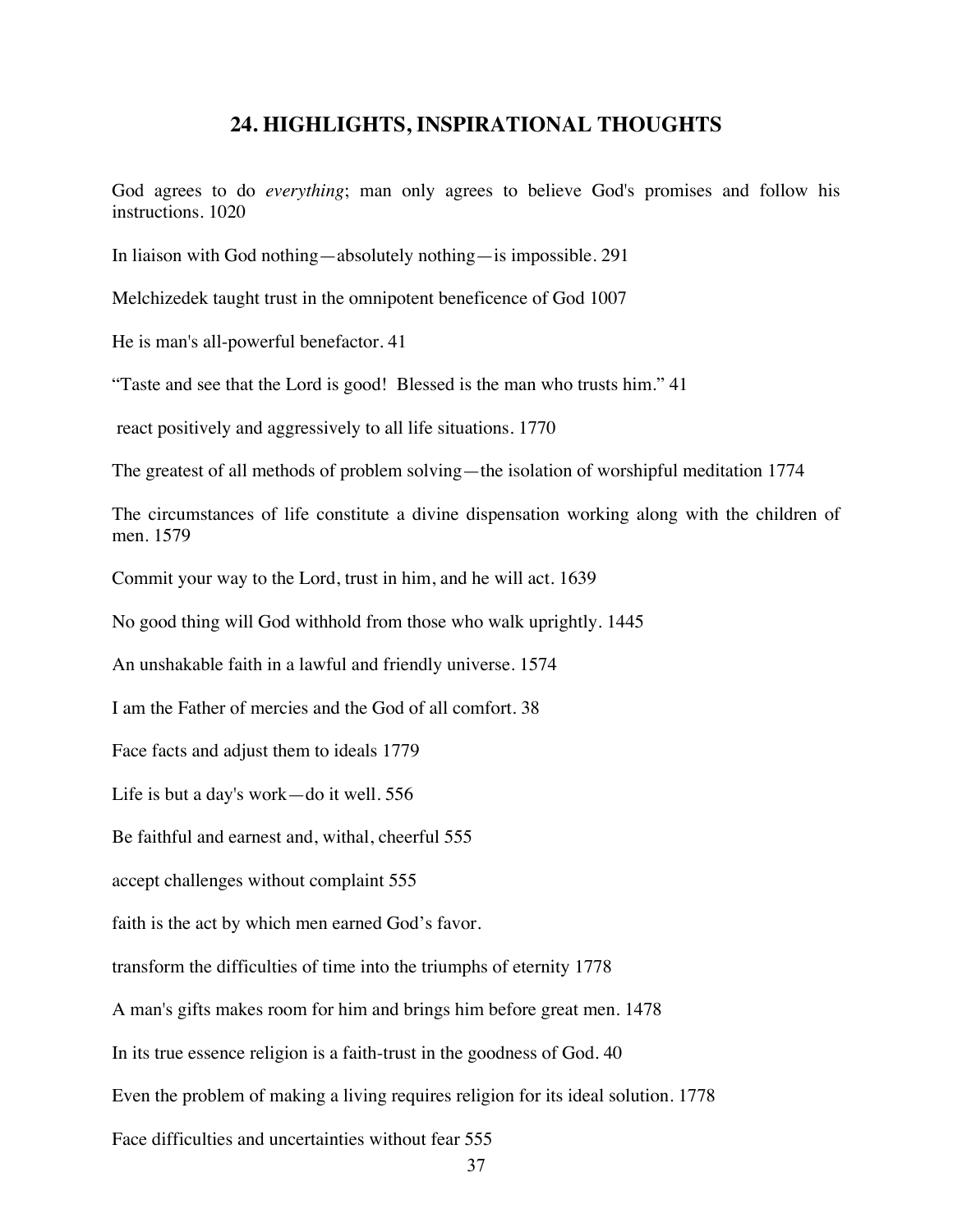## 24. HIGHLIGHTS, INSPIRATIONAL THOUGHTS

God agrees to do *everything*; man only agrees to believe God's promises and follow his instructions. 1020

In liaison with God nothing—absolutely nothing—is impossible. 291

Melchizedek taught trust in the omnipotent beneficence of God 1007

He is man's all-powerful benefactor. 41

“Taste and see that the Lord is good! Blessed is the man who trusts him.” 41

react positively and aggressively to all life situations. 1770

The greatest of all methods of problem solving—the isolation of worshipful meditation 1774

The circumstances of life constitute a divine dispensation working along with the children of men. 1579

Commit your way to the Lord, trust in him, and he will act. 1639

No good thing will God withhold from those who walk uprightly. 1445

An unshakable faith in a lawful and friendly universe. 1574

I am the Father of mercies and the God of all comfort. 38

Face facts and adjust them to ideals 1779

Life is but a day's work—do it well. 556

Be faithful and earnest and, withal, cheerful 555

accept challenges without complaint 555

faith is the act by which men earned God’s favor.

transform the difficulties of time into the triumphs of eternity 1778

A man's gifts makes room for him and brings him before great men. 1478

In its true essence religion is a faith-trust in the goodness of God. 40

Even the problem of making a living requires religion for its ideal solution. 1778

Face difficulties and uncertainties without fear 555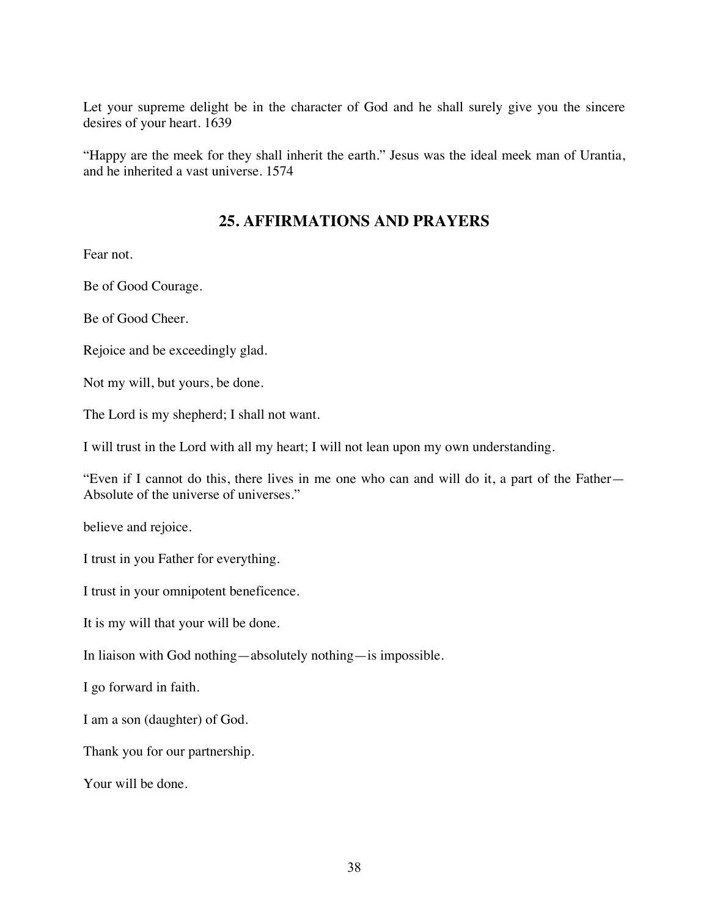Let your supreme delight be in the character of God and he shall surely give you the sincere desires of your heart. 1639

“Happy are the meek for they shall inherit the earth.” Jesus was the ideal meek man of Urantia, and he inherited a vast universe. 1574

## 25. AFFIRMATIONS AND PRAYERS

Fear not.

Be of Good Courage.

Be of Good Cheer.

Rejoice and be exceedingly glad.

Not my will, but yours, be done.

The Lord is my shepherd; I shall not want.

I will trust in the Lord with all my heart; I will not lean upon my own understanding.

“Even if I cannot do this, there lives in me one who can and will do it, a part of the Father—Absolute of the universe of universes.”

believe and rejoice.

I trust in you Father for everything.

I trust in your omnipotent beneficence.

It is my will that your will be done.

In liaison with God nothing—absolutely nothing—is impossible.

I go forward in faith.

I am a son (daughter) of God.

Thank you for our partnership.

Your will be done.